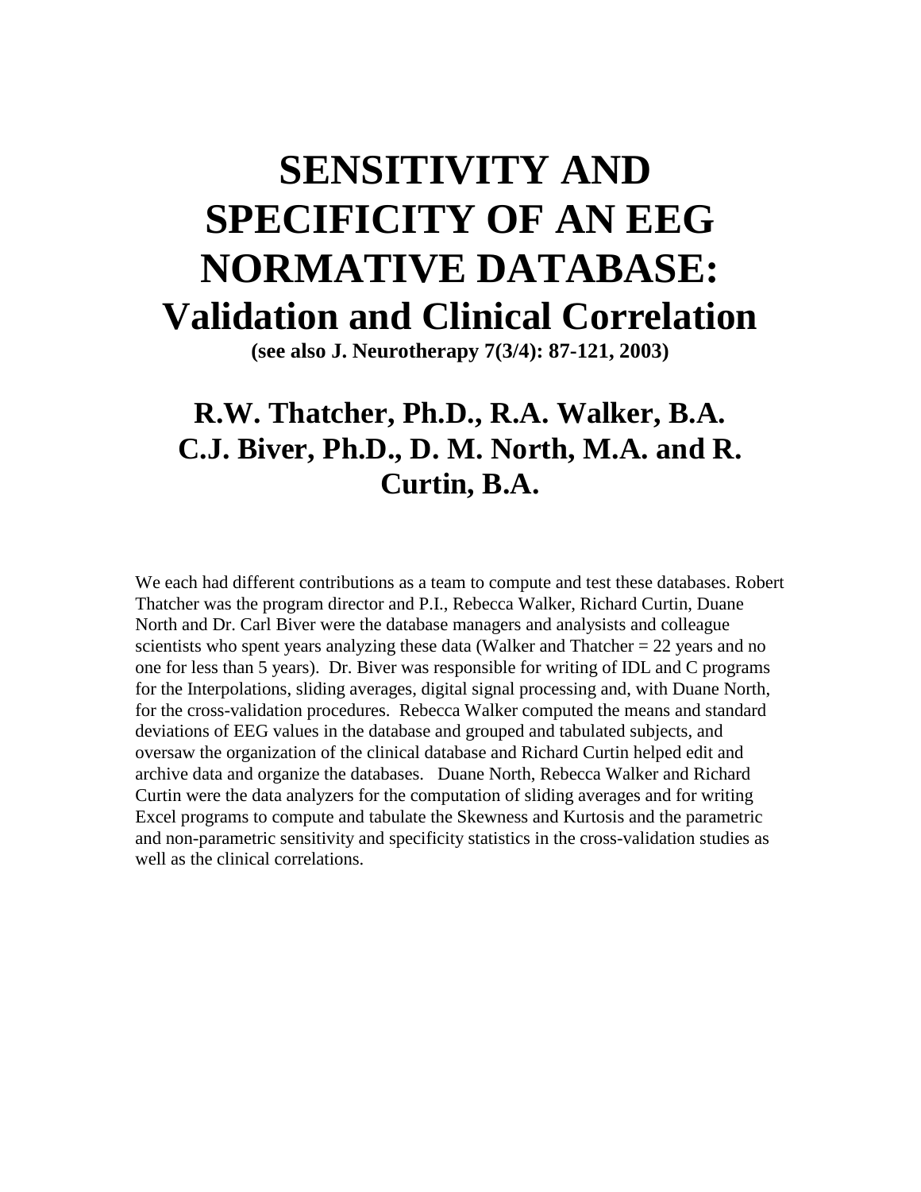# SENSITIVITY AND SPECIFICITY OF AN EEG NORMATIVE DATABASE:

## Validation and Clinical Correlation

**(see also J. Neurotherapy 7(3/4): 87-121, 2003)**

## R.W. Thatcher, Ph.D., R.A. Walker, B.A. C.J. Biver, Ph.D., D. M. North, M.A. and R. Curtin, B.A.

We each had different contributions as a team to compute and test these databases. Robert Thatcher was the program director and P.I., Rebecca Walker, Richard Curtin, Duane North and Dr. Carl Biver were the database managers and analysists and colleague scientists who spent years analyzing these data (Walker and Thatcher = 22 years and no one for less than 5 years). Dr. Biver was responsible for writing of IDL and C programs for the Interpolations, sliding averages, digital signal processing and, with Duane North, for the cross-validation procedures. Rebecca Walker computed the means and standard deviations of EEG values in the database and grouped and tabulated subjects, and oversaw the organization of the clinical database and Richard Curtin helped edit and archive data and organize the databases. Duane North, Rebecca Walker and Richard Curtin were the data analyzers for the computation of sliding averages and for writing Excel programs to compute and tabulate the Skewness and Kurtosis and the parametric and non-parametric sensitivity and specificity statistics in the cross-validation studies as well as the clinical correlations.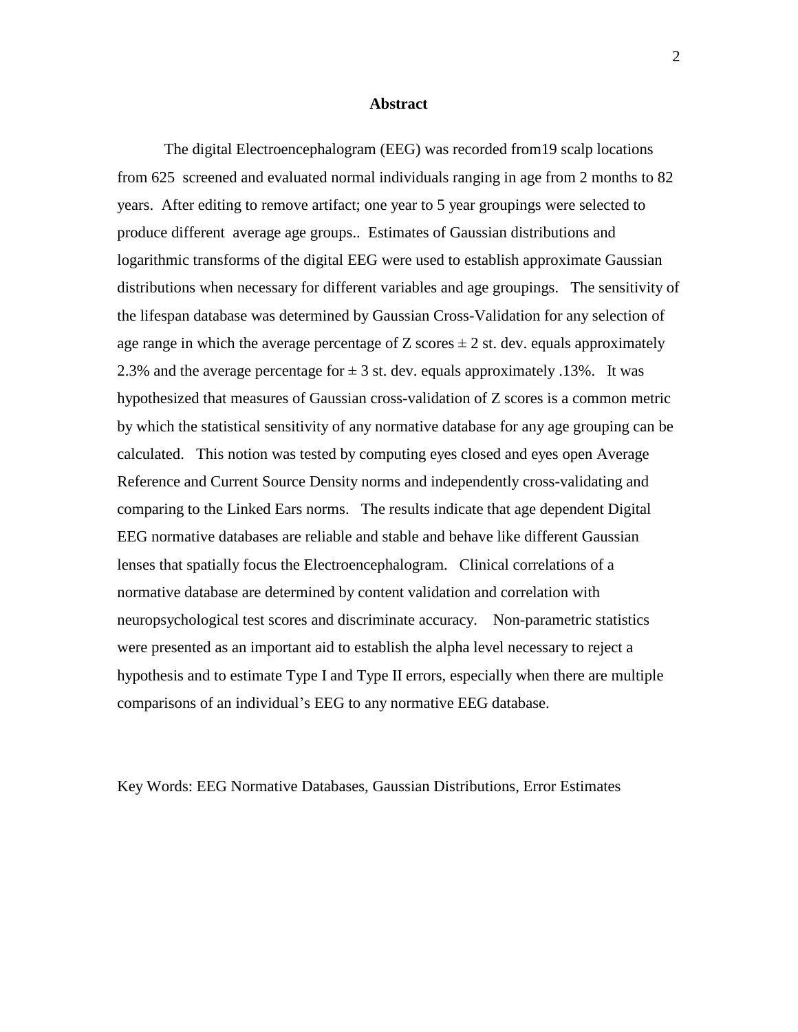# Abstract

The digital Electroencephalogram (EEG) was recorded from19 scalp locations from 625 screened and evaluated normal individuals ranging in age from 2 months to 82 years. After editing to remove artifact; one year to 5 year groupings were selected to produce different average age groups.. Estimates of Gaussian distributions and logarithmic transforms of the digital EEG were used to establish approximate Gaussian distributions when necessary for different variables and age groupings. The sensitivity of the lifespan database was determined by Gaussian Cross-Validation for any selection of age range in which the average percentage of Z scores $\pm$ 2 st. dev. equals approximately 2.3% and the average percentage for $\pm$ 3 st. dev. equals approximately .13%. It was hypothesized that measures of Gaussian cross-validation of Z scores is a common metric by which the statistical sensitivity of any normative database for any age grouping can be calculated. This notion was tested by computing eyes closed and eyes open Average Reference and Current Source Density norms and independently cross-validating and comparing to the Linked Ears norms. The results indicate that age dependent Digital EEG normative databases are reliable and stable and behave like different Gaussian lenses that spatially focus the Electroencephalogram. Clinical correlations of a normative database are determined by content validation and correlation with neuropsychological test scores and discriminate accuracy. Non-parametric statistics were presented as an important aid to establish the alpha level necessary to reject a hypothesis and to estimate Type I and Type II errors, especially when there are multiple comparisons of an individual's EEG to any normative EEG database.

Key Words: EEG Normative Databases, Gaussian Distributions, Error Estimates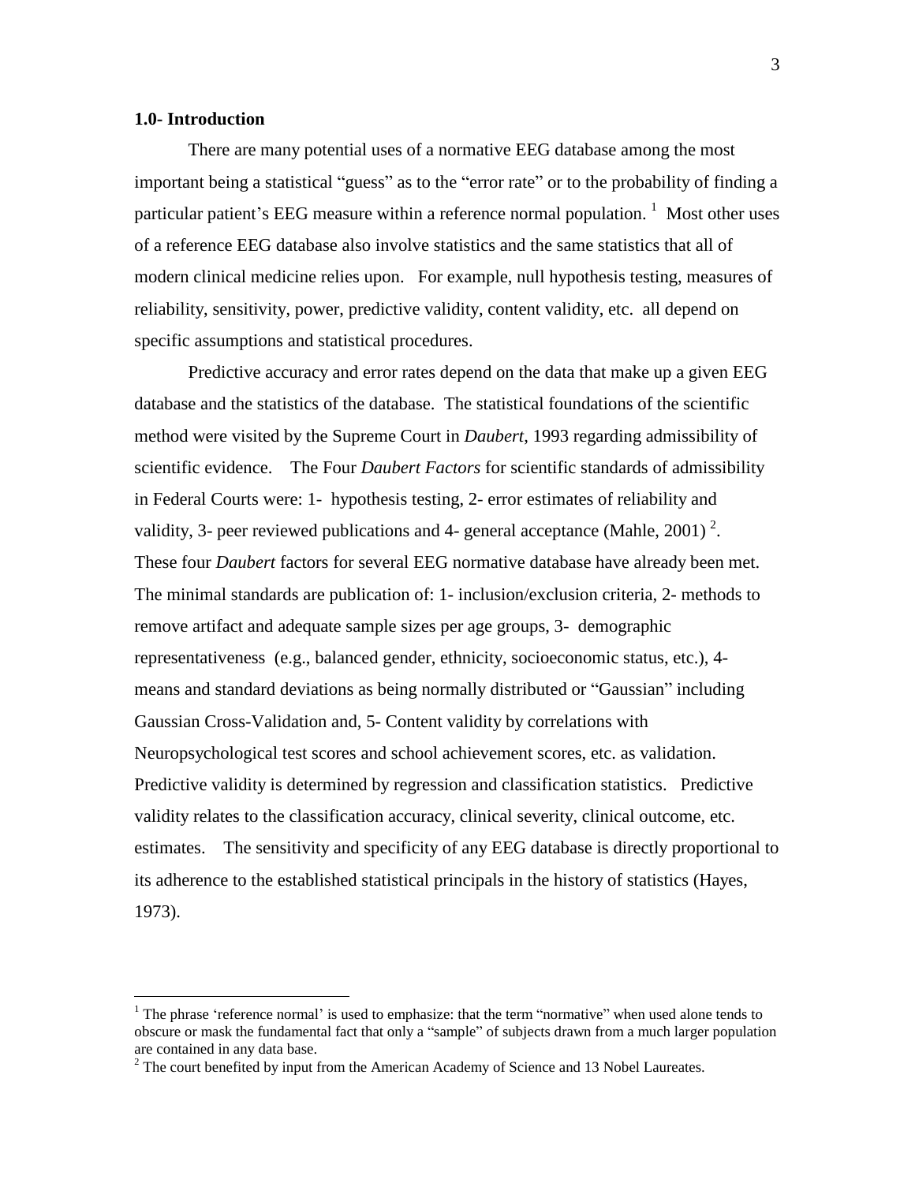**1.0- Introduction**

There are many potential uses of a normative EEG database among the most important being a statistical "guess" as to the "error rate" or to the probability of finding a particular patient's EEG measure within a reference normal population. [1] Most other uses of a reference EEG database also involve statistics and the same statistics that all of modern clinical medicine relies upon. For example, null hypothesis testing, measures of reliability, sensitivity, power, predictive validity, content validity, etc. all depend on specific assumptions and statistical procedures.

Predictive accuracy and error rates depend on the data that make up a given EEG database and the statistics of the database. The statistical foundations of the scientific method were visited by the Supreme Court in *Daubert,* 1993 regarding admissibility of scientific evidence. The Four *Daubert Factors* for scientific standards of admissibility in Federal Courts were: 1- hypothesis testing, 2- error estimates of reliability and validity, 3- peer reviewed publications and 4- general acceptance (Mahle, 2001) [2]. These four *Daubert* factors for several EEG normative database have already been met. The minimal standards are publication of: 1- inclusion/exclusion criteria, 2- methods to remove artifact and adequate sample sizes per age groups, 3- demographic representativeness (e.g., balanced gender, ethnicity, socioeconomic status, etc.), 4- means and standard deviations as being normally distributed or "Gaussian" including Gaussian Cross-Validation and, 5- Content validity by correlations with Neuropsychological test scores and school achievement scores, etc. as validation. Predictive validity is determined by regression and classification statistics. Predictive validity relates to the classification accuracy, clinical severity, clinical outcome, etc. estimates. The sensitivity and specificity of any EEG database is directly proportional to its adherence to the established statistical principals in the history of statistics (Hayes, 1973).

---

[1] The phrase 'reference normal' is used to emphasize: that the term "normative" when used alone tends to obscure or mask the fundamental fact that only a "sample" of subjects drawn from a much larger population are contained in any data base.

[2] The court benefited by input from the American Academy of Science and 13 Nobel Laureates.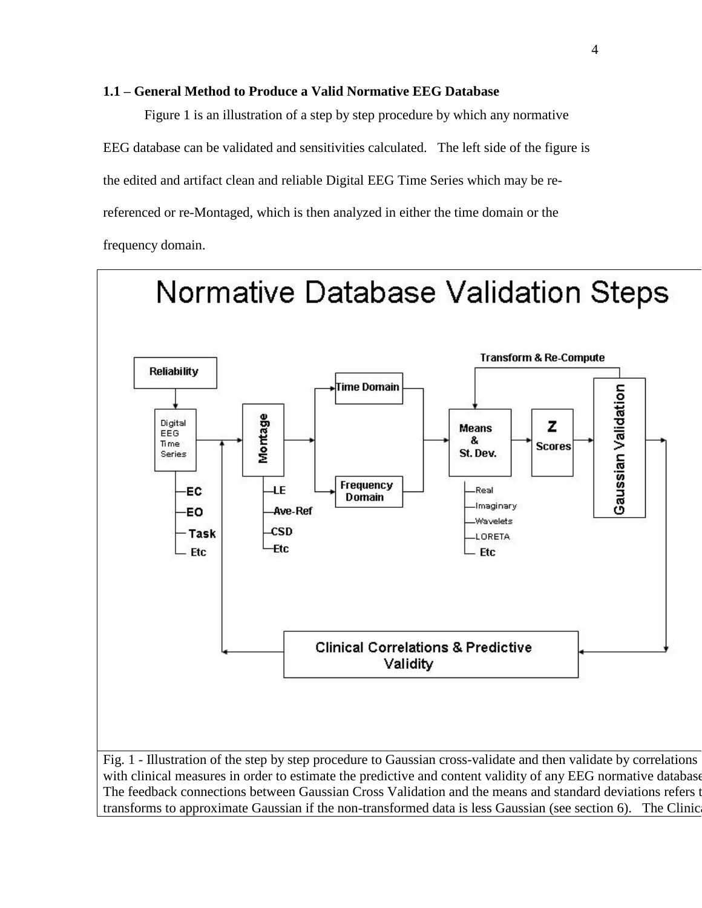### 1.1 – General Method to Produce a Valid Normative EEG Database

Figure 1 is an illustration of a step by step procedure by which any normative EEG database can be validated and sensitivities calculated. The left side of the figure is the edited and artifact clean and reliable Digital EEG Time Series which may be re-referenced or re-Montaged, which is then analyzed in either the time domain or the frequency domain.

Fig. 1 - Illustration of the step by step procedure to Gaussian cross-validate and then validate by correlations with clinical measures in order to estimate the predictive and content validity of any EEG normative database The feedback connections between Gaussian Cross Validation and the means and standard deviations refers t transforms to approximate Gaussian if the non-transformed data is less Gaussian (see section 6). The Clinica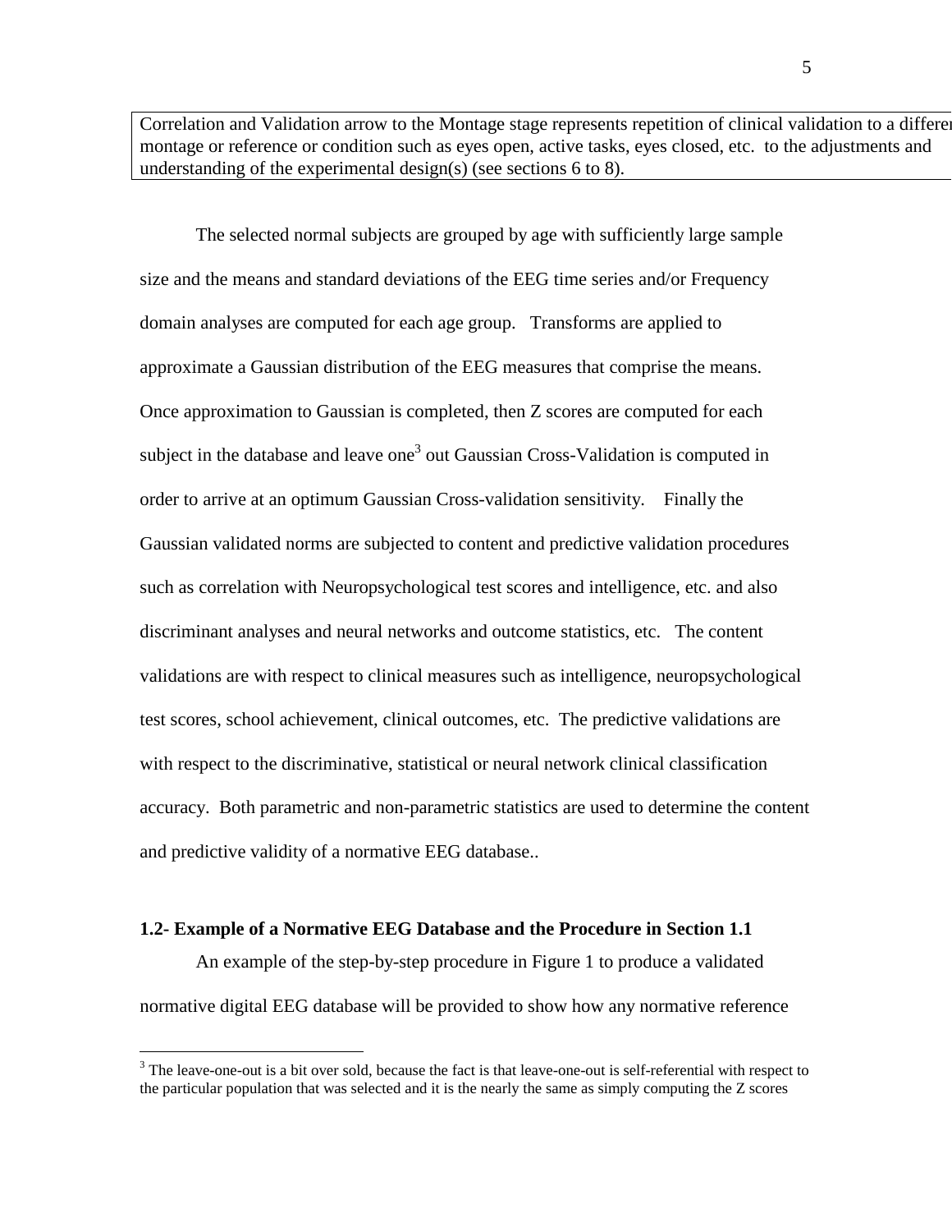Correlation and Validation arrow to the Montage stage represents repetition of clinical validation to a differen montage or reference or condition such as eyes open, active tasks, eyes closed, etc. to the adjustments and understanding of the experimental design(s) (see sections 6 to 8).

The selected normal subjects are grouped by age with sufficiently large sample size and the means and standard deviations of the EEG time series and/or Frequency domain analyses are computed for each age group. Transforms are applied to approximate a Gaussian distribution of the EEG measures that comprise the means. Once approximation to Gaussian is completed, then Z scores are computed for each subject in the database and leave one[3] out Gaussian Cross-Validation is computed in order to arrive at an optimum Gaussian Cross-validation sensitivity. Finally the Gaussian validated norms are subjected to content and predictive validation procedures such as correlation with Neuropsychological test scores and intelligence, etc. and also discriminant analyses and neural networks and outcome statistics, etc. The content validations are with respect to clinical measures such as intelligence, neuropsychological test scores, school achievement, clinical outcomes, etc. The predictive validations are with respect to the discriminative, statistical or neural network clinical classification accuracy. Both parametric and non-parametric statistics are used to determine the content and predictive validity of a normative EEG database..

### 1.2- Example of a Normative EEG Database and the Procedure in Section 1.1

An example of the step-by-step procedure in Figure 1 to produce a validated normative digital EEG database will be provided to show how any normative reference

[3] The leave-one-out is a bit over sold, because the fact is that leave-one-out is self-referential with respect to the particular population that was selected and it is the nearly the same as simply computing the Z scores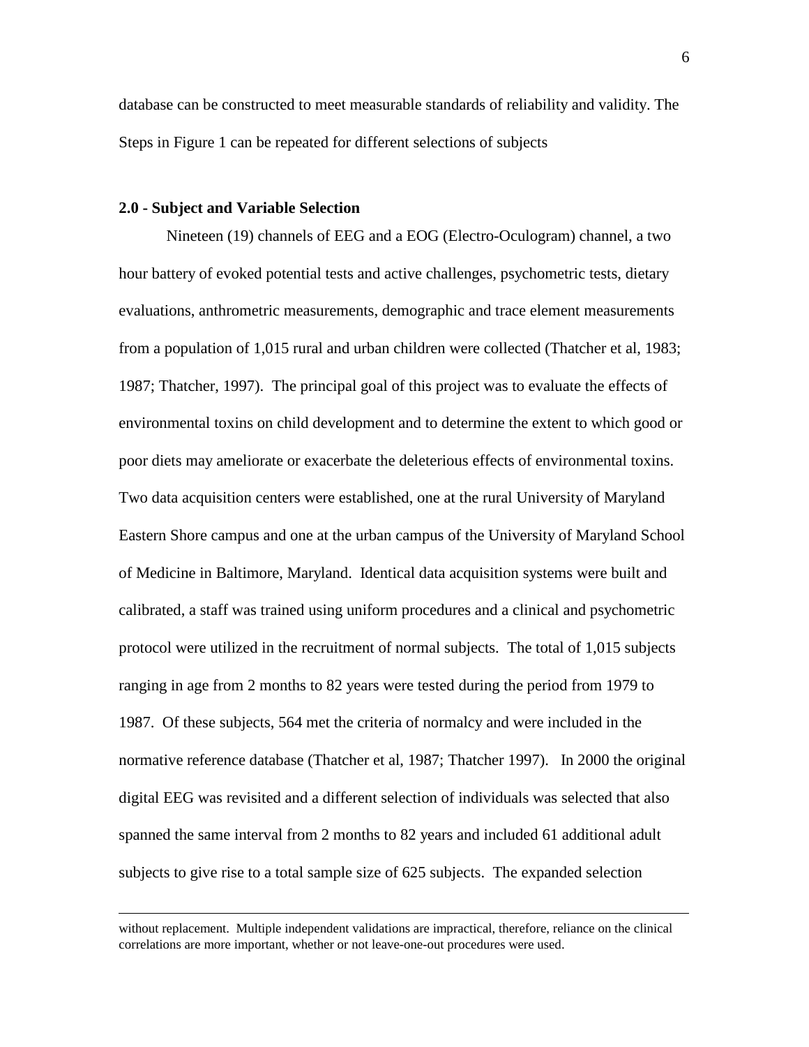database can be constructed to meet measurable standards of reliability and validity. The Steps in Figure 1 can be repeated for different selections of subjects

## 2.0 - Subject and Variable Selection

Nineteen (19) channels of EEG and a EOG (Electro-Oculogram) channel, a two hour battery of evoked potential tests and active challenges, psychometric tests, dietary evaluations, anthrometric measurements, demographic and trace element measurements from a population of 1,015 rural and urban children were collected (Thatcher et al, 1983; 1987; Thatcher, 1997). The principal goal of this project was to evaluate the effects of environmental toxins on child development and to determine the extent to which good or poor diets may ameliorate or exacerbate the deleterious effects of environmental toxins. Two data acquisition centers were established, one at the rural University of Maryland Eastern Shore campus and one at the urban campus of the University of Maryland School of Medicine in Baltimore, Maryland. Identical data acquisition systems were built and calibrated, a staff was trained using uniform procedures and a clinical and psychometric protocol were utilized in the recruitment of normal subjects. The total of 1,015 subjects ranging in age from 2 months to 82 years were tested during the period from 1979 to 1987. Of these subjects, 564 met the criteria of normalcy and were included in the normative reference database (Thatcher et al, 1987; Thatcher 1997). In 2000 the original digital EEG was revisited and a different selection of individuals was selected that also spanned the same interval from 2 months to 82 years and included 61 additional adult subjects to give rise to a total sample size of 625 subjects. The expanded selection

---

without replacement. Multiple independent validations are impractical, therefore, reliance on the clinical correlations are more important, whether or not leave-one-out procedures were used.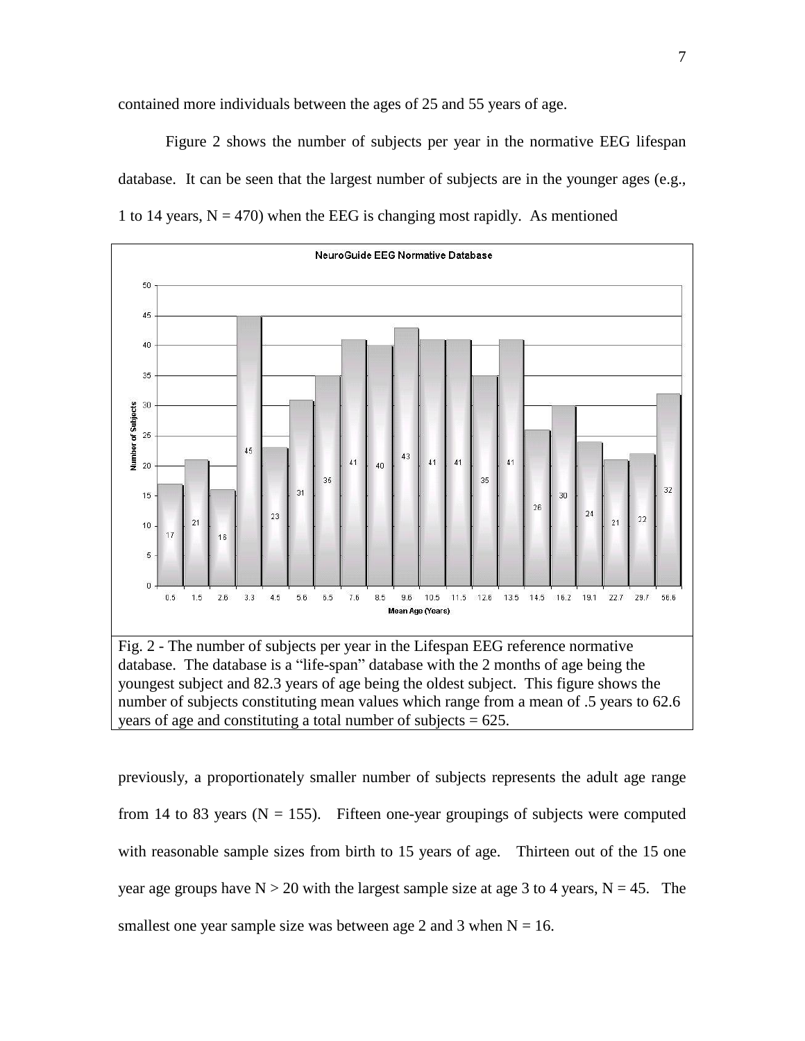contained more individuals between the ages of 25 and 55 years of age.

Figure 2 shows the number of subjects per year in the normative EEG lifespan database. It can be seen that the largest number of subjects are in the younger ages (e.g., 1 to 14 years, N = 470) when the EEG is changing most rapidly. As mentioned

Fig. 2 - The number of subjects per year in the Lifespan EEG reference normative database. The database is a "life-span" database with the 2 months of age being the youngest subject and 82.3 years of age being the oldest subject. This figure shows the number of subjects constituting mean values which range from a mean of .5 years to 62.6 years of age and constituting a total number of subjects = 625.

previously, a proportionately smaller number of subjects represents the adult age range from 14 to 83 years (N = 155). Fifteen one-year groupings of subjects were computed with reasonable sample sizes from birth to 15 years of age. Thirteen out of the 15 one year age groups have N > 20 with the largest sample size at age 3 to 4 years, N = 45. The smallest one year sample size was between age 2 and 3 when N = 16.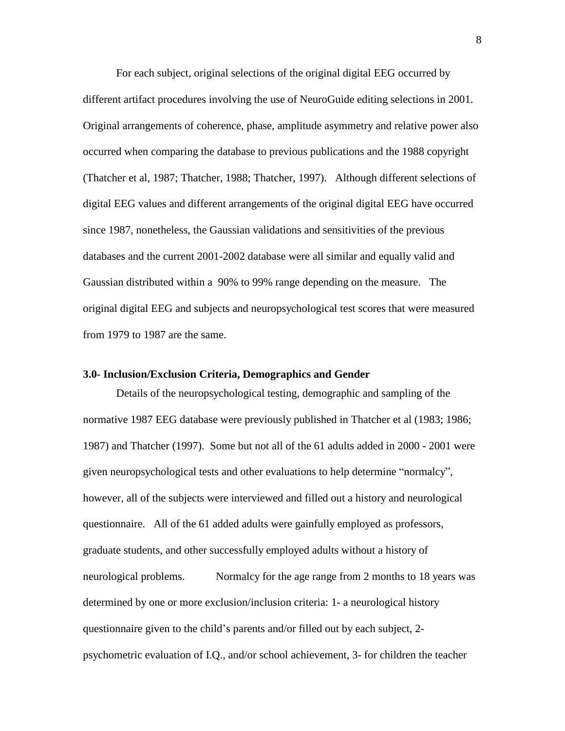For each subject, original selections of the original digital EEG occurred by different artifact procedures involving the use of NeuroGuide editing selections in 2001. Original arrangements of coherence, phase, amplitude asymmetry and relative power also occurred when comparing the database to previous publications and the 1988 copyright (Thatcher et al, 1987; Thatcher, 1988; Thatcher, 1997). Although different selections of digital EEG values and different arrangements of the original digital EEG have occurred since 1987, nonetheless, the Gaussian validations and sensitivities of the previous databases and the current 2001-2002 database were all similar and equally valid and Gaussian distributed within a 90% to 99% range depending on the measure. The original digital EEG and subjects and neuropsychological test scores that were measured from 1979 to 1987 are the same.

### 3.0- Inclusion/Exclusion Criteria, Demographics and Gender

Details of the neuropsychological testing, demographic and sampling of the normative 1987 EEG database were previously published in Thatcher et al (1983; 1986; 1987) and Thatcher (1997). Some but not all of the 61 adults added in 2000 - 2001 were given neuropsychological tests and other evaluations to help determine "normalcy", however, all of the subjects were interviewed and filled out a history and neurological questionnaire. All of the 61 added adults were gainfully employed as professors, graduate students, and other successfully employed adults without a history of neurological problems. Normalcy for the age range from 2 months to 18 years was determined by one or more exclusion/inclusion criteria: 1- a neurological history questionnaire given to the child's parents and/or filled out by each subject, 2- psychometric evaluation of I.Q., and/or school achievement, 3- for children the teacher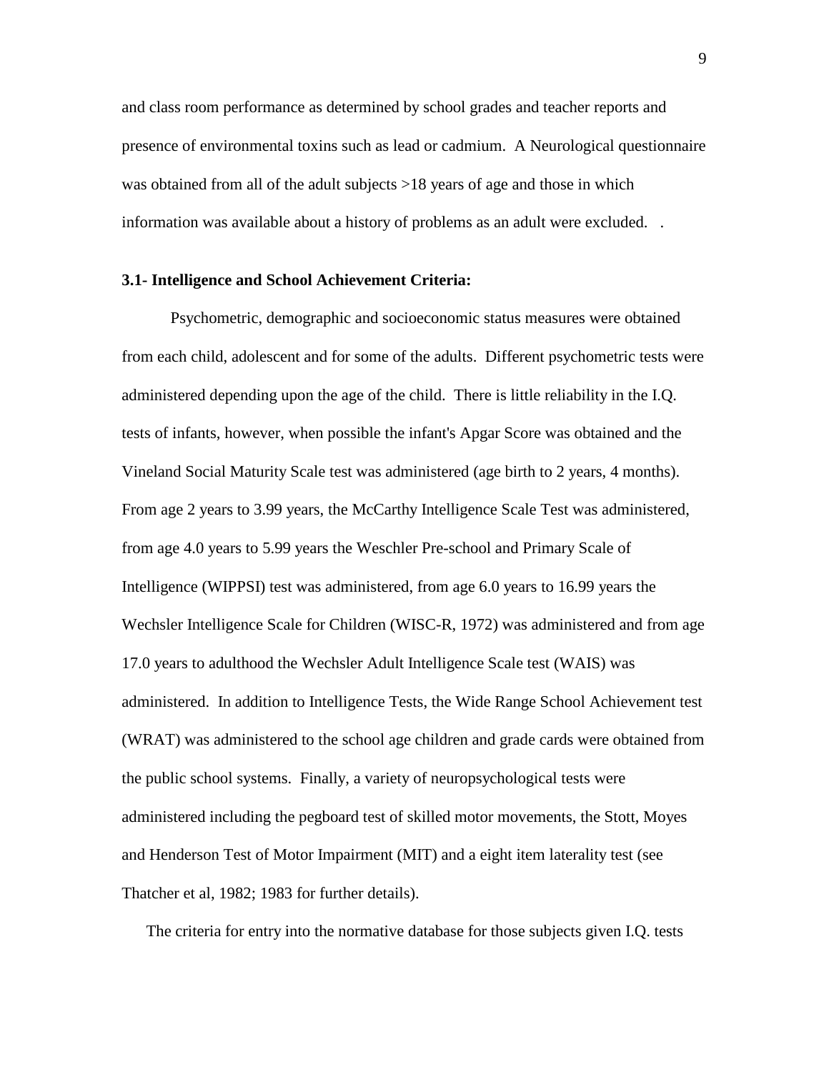and class room performance as determined by school grades and teacher reports and presence of environmental toxins such as lead or cadmium. A Neurological questionnaire was obtained from all of the adult subjects >18 years of age and those in which information was available about a history of problems as an adult were excluded. .

**3.1- Intelligence and School Achievement Criteria:**

Psychometric, demographic and socioeconomic status measures were obtained from each child, adolescent and for some of the adults. Different psychometric tests were administered depending upon the age of the child. There is little reliability in the I.Q. tests of infants, however, when possible the infant's Apgar Score was obtained and the Vineland Social Maturity Scale test was administered (age birth to 2 years, 4 months). From age 2 years to 3.99 years, the McCarthy Intelligence Scale Test was administered, from age 4.0 years to 5.99 years the Weschler Pre-school and Primary Scale of Intelligence (WIPPSI) test was administered, from age 6.0 years to 16.99 years the Wechsler Intelligence Scale for Children (WISC-R, 1972) was administered and from age 17.0 years to adulthood the Wechsler Adult Intelligence Scale test (WAIS) was administered. In addition to Intelligence Tests, the Wide Range School Achievement test (WRAT) was administered to the school age children and grade cards were obtained from the public school systems. Finally, a variety of neuropsychological tests were administered including the pegboard test of skilled motor movements, the Stott, Moyes and Henderson Test of Motor Impairment (MIT) and a eight item laterality test (see Thatcher et al, 1982; 1983 for further details).

The criteria for entry into the normative database for those subjects given I.Q. tests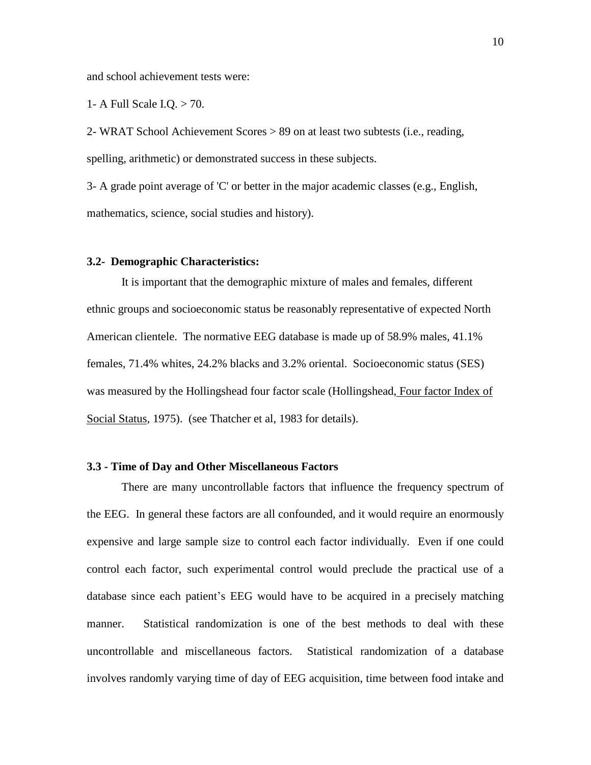and school achievement tests were:

1- A Full Scale I.Q. > 70.

2- WRAT School Achievement Scores > 89 on at least two subtests (i.e., reading, spelling, arithmetic) or demonstrated success in these subjects.

3- A grade point average of 'C' or better in the major academic classes (e.g., English, mathematics, science, social studies and history).

### 3.2- Demographic Characteristics:

It is important that the demographic mixture of males and females, different ethnic groups and socioeconomic status be reasonably representative of expected North American clientele. The normative EEG database is made up of 58.9% males, 41.1% females, 71.4% whites, 24.2% blacks and 3.2% oriental. Socioeconomic status (SES) was measured by the Hollingshead four factor scale (Hollingshead, Four factor Index of Social Status, 1975). (see Thatcher et al, 1983 for details).

### 3.3 - Time of Day and Other Miscellaneous Factors

There are many uncontrollable factors that influence the frequency spectrum of the EEG. In general these factors are all confounded, and it would require an enormously expensive and large sample size to control each factor individually. Even if one could control each factor, such experimental control would preclude the practical use of a database since each patient's EEG would have to be acquired in a precisely matching manner. Statistical randomization is one of the best methods to deal with these uncontrollable and miscellaneous factors. Statistical randomization of a database involves randomly varying time of day of EEG acquisition, time between food intake and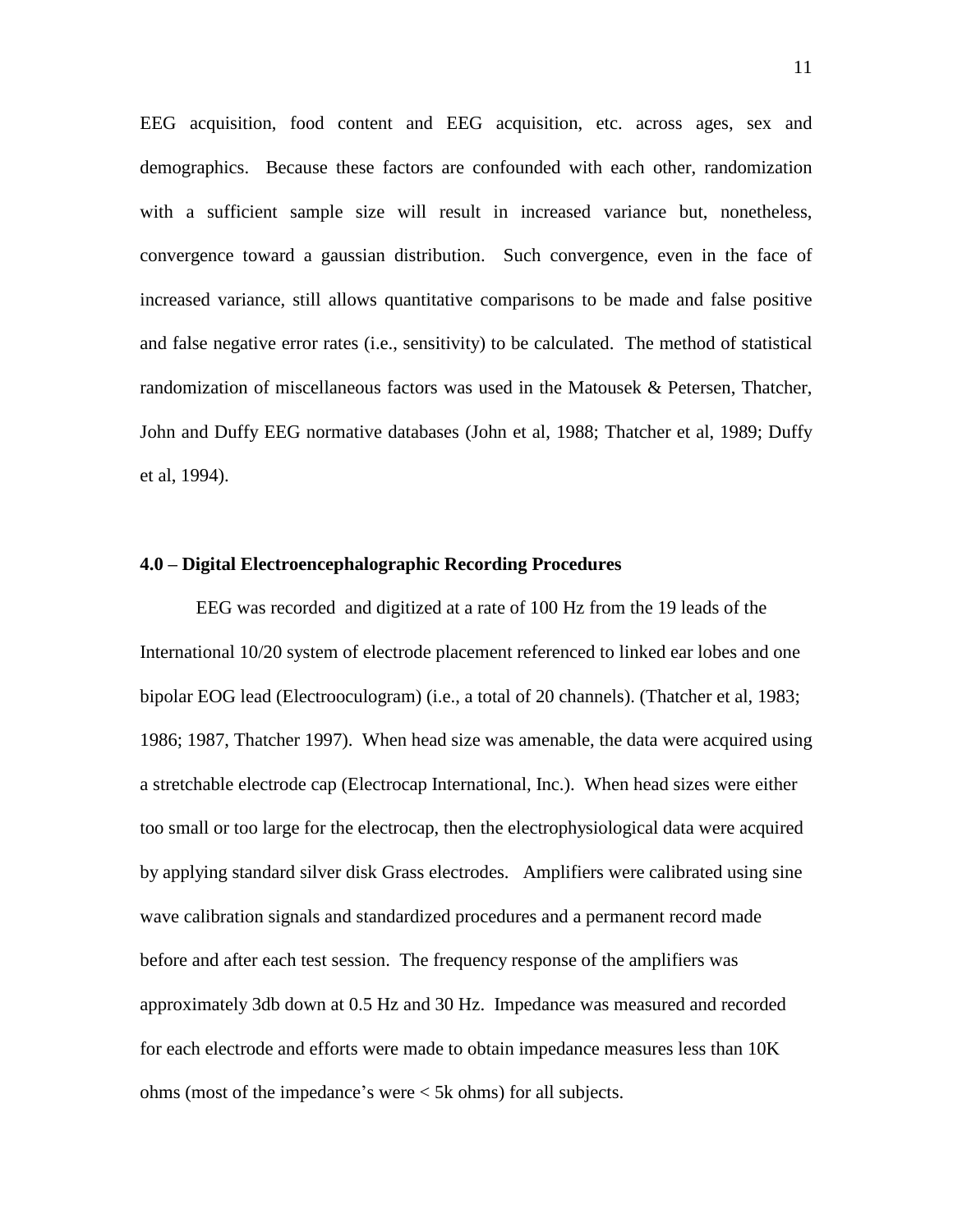EEG acquisition, food content and EEG acquisition, etc. across ages, sex and demographics. Because these factors are confounded with each other, randomization with a sufficient sample size will result in increased variance but, nonetheless, convergence toward a gaussian distribution. Such convergence, even in the face of increased variance, still allows quantitative comparisons to be made and false positive and false negative error rates (i.e., sensitivity) to be calculated. The method of statistical randomization of miscellaneous factors was used in the Matousek & Petersen, Thatcher, John and Duffy EEG normative databases (John et al, 1988; Thatcher et al, 1989; Duffy et al, 1994).

**4.0 – Digital Electroencephalographic Recording Procedures**

EEG was recorded and digitized at a rate of 100 Hz from the 19 leads of the International 10/20 system of electrode placement referenced to linked ear lobes and one bipolar EOG lead (Electrooculogram) (i.e., a total of 20 channels). (Thatcher et al, 1983; 1986; 1987, Thatcher 1997). When head size was amenable, the data were acquired using a stretchable electrode cap (Electrocap International, Inc.). When head sizes were either too small or too large for the electrocap, then the electrophysiological data were acquired by applying standard silver disk Grass electrodes. Amplifiers were calibrated using sine wave calibration signals and standardized procedures and a permanent record made before and after each test session. The frequency response of the amplifiers was approximately 3db down at 0.5 Hz and 30 Hz. Impedance was measured and recorded for each electrode and efforts were made to obtain impedance measures less than 10K ohms (most of the impedance's were < 5k ohms) for all subjects.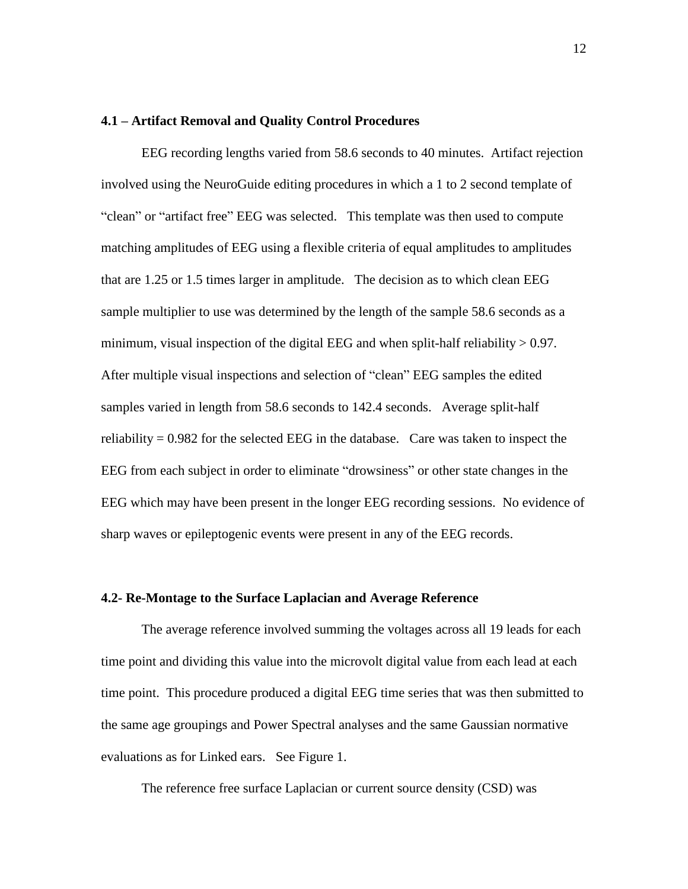**4.1 – Artifact Removal and Quality Control Procedures**

EEG recording lengths varied from 58.6 seconds to 40 minutes. Artifact rejection involved using the NeuroGuide editing procedures in which a 1 to 2 second template of "clean" or "artifact free" EEG was selected. This template was then used to compute matching amplitudes of EEG using a flexible criteria of equal amplitudes to amplitudes that are 1.25 or 1.5 times larger in amplitude. The decision as to which clean EEG sample multiplier to use was determined by the length of the sample 58.6 seconds as a minimum, visual inspection of the digital EEG and when split-half reliability > 0.97. After multiple visual inspections and selection of "clean" EEG samples the edited samples varied in length from 58.6 seconds to 142.4 seconds. Average split-half reliability = 0.982 for the selected EEG in the database. Care was taken to inspect the EEG from each subject in order to eliminate "drowsiness" or other state changes in the EEG which may have been present in the longer EEG recording sessions. No evidence of sharp waves or epileptogenic events were present in any of the EEG records.

**4.2- Re-Montage to the Surface Laplacian and Average Reference**

The average reference involved summing the voltages across all 19 leads for each time point and dividing this value into the microvolt digital value from each lead at each time point. This procedure produced a digital EEG time series that was then submitted to the same age groupings and Power Spectral analyses and the same Gaussian normative evaluations as for Linked ears. See Figure 1.

The reference free surface Laplacian or current source density (CSD) was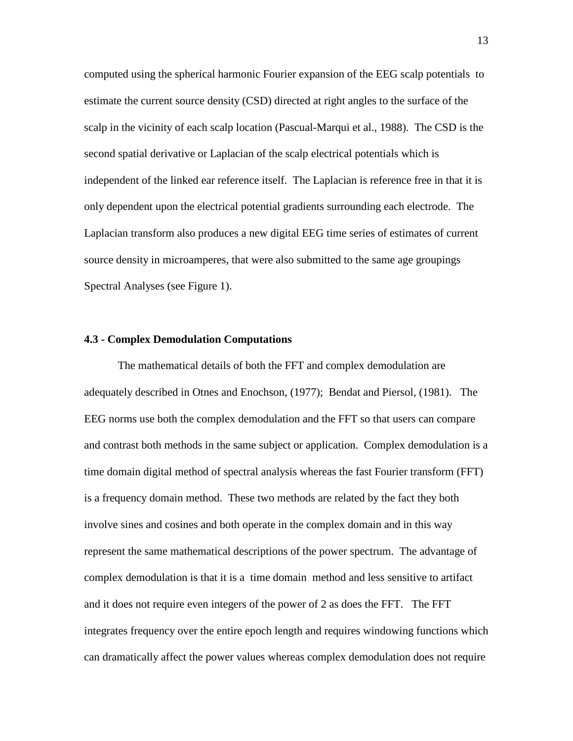computed using the spherical harmonic Fourier expansion of the EEG scalp potentials to estimate the current source density (CSD) directed at right angles to the surface of the scalp in the vicinity of each scalp location (Pascual-Marqui et al., 1988). The CSD is the second spatial derivative or Laplacian of the scalp electrical potentials which is independent of the linked ear reference itself. The Laplacian is reference free in that it is only dependent upon the electrical potential gradients surrounding each electrode. The Laplacian transform also produces a new digital EEG time series of estimates of current source density in microamperes, that were also submitted to the same age groupings Spectral Analyses (see Figure 1).

#### 4.3 - Complex Demodulation Computations

The mathematical details of both the FFT and complex demodulation are adequately described in Otnes and Enochson, (1977); Bendat and Piersol, (1981). The EEG norms use both the complex demodulation and the FFT so that users can compare and contrast both methods in the same subject or application. Complex demodulation is a time domain digital method of spectral analysis whereas the fast Fourier transform (FFT) is a frequency domain method. These two methods are related by the fact they both involve sines and cosines and both operate in the complex domain and in this way represent the same mathematical descriptions of the power spectrum. The advantage of complex demodulation is that it is a time domain method and less sensitive to artifact and it does not require even integers of the power of 2 as does the FFT. The FFT integrates frequency over the entire epoch length and requires windowing functions which can dramatically affect the power values whereas complex demodulation does not require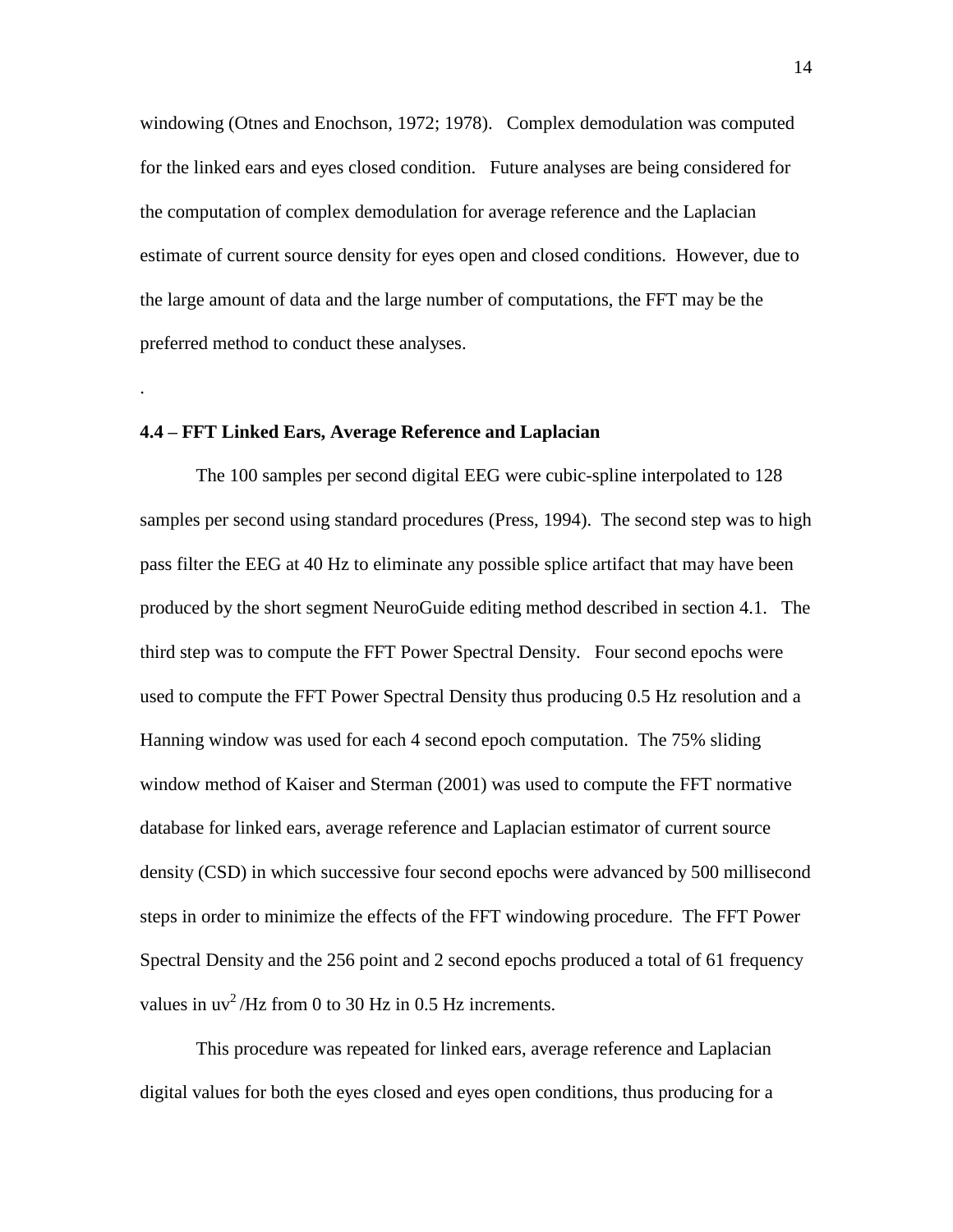windowing (Otnes and Enochson, 1972; 1978). Complex demodulation was computed for the linked ears and eyes closed condition. Future analyses are being considered for the computation of complex demodulation for average reference and the Laplacian estimate of current source density for eyes open and closed conditions. However, due to the large amount of data and the large number of computations, the FFT may be the preferred method to conduct these analyses.

.

**4.4 – FFT Linked Ears, Average Reference and Laplacian**

The 100 samples per second digital EEG were cubic-spline interpolated to 128 samples per second using standard procedures (Press, 1994). The second step was to high pass filter the EEG at 40 Hz to eliminate any possible splice artifact that may have been produced by the short segment NeuroGuide editing method described in section 4.1. The third step was to compute the FFT Power Spectral Density. Four second epochs were used to compute the FFT Power Spectral Density thus producing 0.5 Hz resolution and a Hanning window was used for each 4 second epoch computation. The 75% sliding window method of Kaiser and Sterman (2001) was used to compute the FFT normative database for linked ears, average reference and Laplacian estimator of current source density (CSD) in which successive four second epochs were advanced by 500 millisecond steps in order to minimize the effects of the FFT windowing procedure. The FFT Power Spectral Density and the 256 point and 2 second epochs produced a total of 61 frequency values in $uv^2$ /Hz from 0 to 30 Hz in 0.5 Hz increments.

This procedure was repeated for linked ears, average reference and Laplacian digital values for both the eyes closed and eyes open conditions, thus producing for a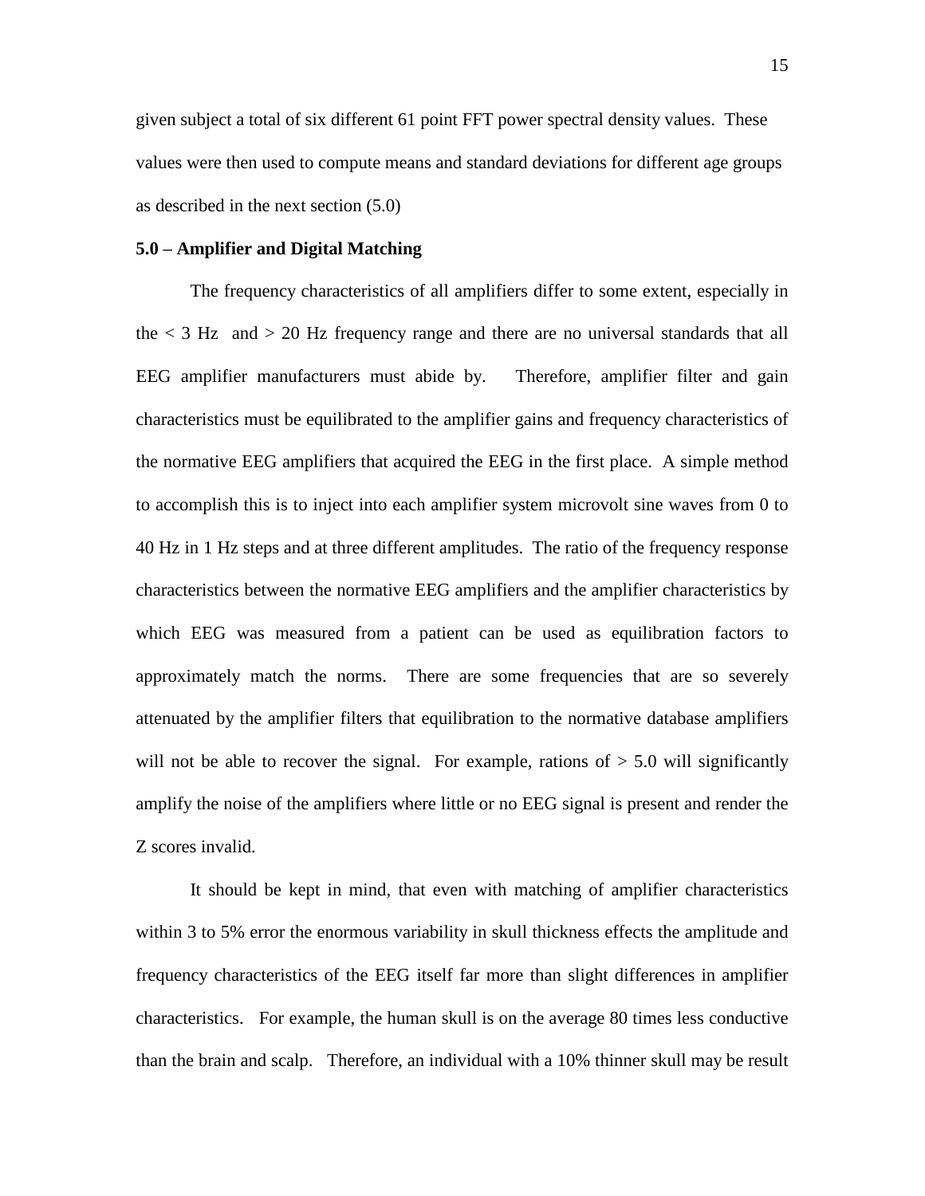given subject a total of six different 61 point FFT power spectral density values. These values were then used to compute means and standard deviations for different age groups as described in the next section (5.0)

**5.0 – Amplifier and Digital Matching**

The frequency characteristics of all amplifiers differ to some extent, especially in the < 3 Hz and > 20 Hz frequency range and there are no universal standards that all EEG amplifier manufacturers must abide by. Therefore, amplifier filter and gain characteristics must be equilibrated to the amplifier gains and frequency characteristics of the normative EEG amplifiers that acquired the EEG in the first place. A simple method to accomplish this is to inject into each amplifier system microvolt sine waves from 0 to 40 Hz in 1 Hz steps and at three different amplitudes. The ratio of the frequency response characteristics between the normative EEG amplifiers and the amplifier characteristics by which EEG was measured from a patient can be used as equilibration factors to approximately match the norms. There are some frequencies that are so severely attenuated by the amplifier filters that equilibration to the normative database amplifiers will not be able to recover the signal. For example, rations of > 5.0 will significantly amplify the noise of the amplifiers where little or no EEG signal is present and render the Z scores invalid.

It should be kept in mind, that even with matching of amplifier characteristics within 3 to 5% error the enormous variability in skull thickness effects the amplitude and frequency characteristics of the EEG itself far more than slight differences in amplifier characteristics. For example, the human skull is on the average 80 times less conductive than the brain and scalp. Therefore, an individual with a 10% thinner skull may be result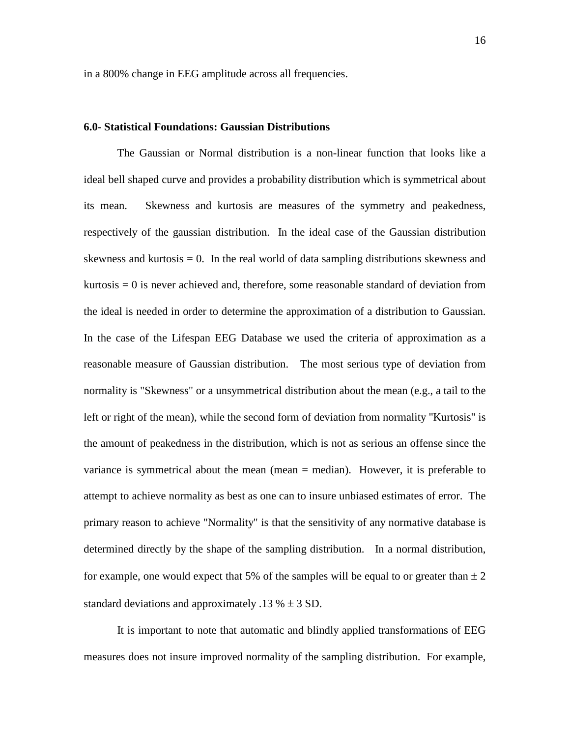in a 800% change in EEG amplitude across all frequencies.

**6.0- Statistical Foundations: Gaussian Distributions**

The Gaussian or Normal distribution is a non-linear function that looks like a ideal bell shaped curve and provides a probability distribution which is symmetrical about its mean. Skewness and kurtosis are measures of the symmetry and peakedness, respectively of the gaussian distribution. In the ideal case of the Gaussian distribution skewness and kurtosis = 0. In the real world of data sampling distributions skewness and kurtosis = 0 is never achieved and, therefore, some reasonable standard of deviation from the ideal is needed in order to determine the approximation of a distribution to Gaussian. In the case of the Lifespan EEG Database we used the criteria of approximation as a reasonable measure of Gaussian distribution. The most serious type of deviation from normality is "Skewness" or a unsymmetrical distribution about the mean (e.g., a tail to the left or right of the mean), while the second form of deviation from normality "Kurtosis" is the amount of peakedness in the distribution, which is not as serious an offense since the variance is symmetrical about the mean (mean = median). However, it is preferable to attempt to achieve normality as best as one can to insure unbiased estimates of error. The primary reason to achieve "Normality" is that the sensitivity of any normative database is determined directly by the shape of the sampling distribution. In a normal distribution, for example, one would expect that 5% of the samples will be equal to or greater than ± 2 standard deviations and approximately .13 % ± 3 SD.

It is important to note that automatic and blindly applied transformations of EEG measures does not insure improved normality of the sampling distribution. For example,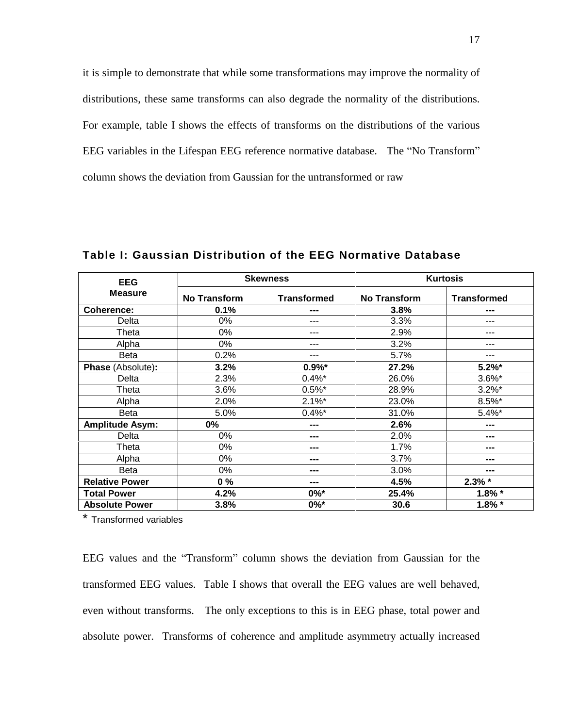it is simple to demonstrate that while some transformations may improve the normality of distributions, these same transforms can also degrade the normality of the distributions. For example, table I shows the effects of transforms on the distributions of the various EEG variables in the Lifespan EEG reference normative database. The "No Transform" column shows the deviation from Gaussian for the untransformed or raw

**Table I: Gaussian Distribution of the EEG Normative Database**

| EEG Measure | Skewness | | Kurtosis | |
|---|---|---|---|---|
| | No Transform | Transformed | No Transform | Transformed |
| **Coherence:** | **0.1%** | **---** | **3.8%** | **---** |
| Delta | 0% | --- | 3.3% | --- |
| Theta | 0% | --- | 2.9% | --- |
| Alpha | 0% | --- | 3.2% | --- |
| Beta | 0.2% | --- | 5.7% | --- |
| **Phase** (Absolute)**:** | **3.2%** | **0.9%*** | **27.2%** | **5.2%*** |
| Delta | 2.3% | 0.4%* | 26.0% | 3.6%* |
| Theta | 3.6% | 0.5%* | 28.9% | 3.2%* |
| Alpha | 2.0% | 2.1%* | 23.0% | 8.5%* |
| Beta | 5.0% | 0.4%* | 31.0% | 5.4%* |
| **Amplitude Asym:** | **0%** | **---** | **2.6%** | **---** |
| Delta | 0% | **---** | 2.0% | **---** |
| Theta | 0% | **---** | 1.7% | **---** |
| Alpha | 0% | **---** | 3.7% | **---** |
| Beta | 0% | **---** | 3.0% | **---** |
| **Relative Power** | **0 %** | **---** | **4.5%** | **2.3% *** |
| **Total Power** | **4.2%** | **0%*** | **25.4%** | **1.8% *** |
| **Absolute Power** | **3.8%** | **0%*** | **30.6** | **1.8% *** |

* Transformed variables

EEG values and the "Transform" column shows the deviation from Gaussian for the transformed EEG values. Table I shows that overall the EEG values are well behaved, even without transforms. The only exceptions to this is in EEG phase, total power and absolute power. Transforms of coherence and amplitude asymmetry actually increased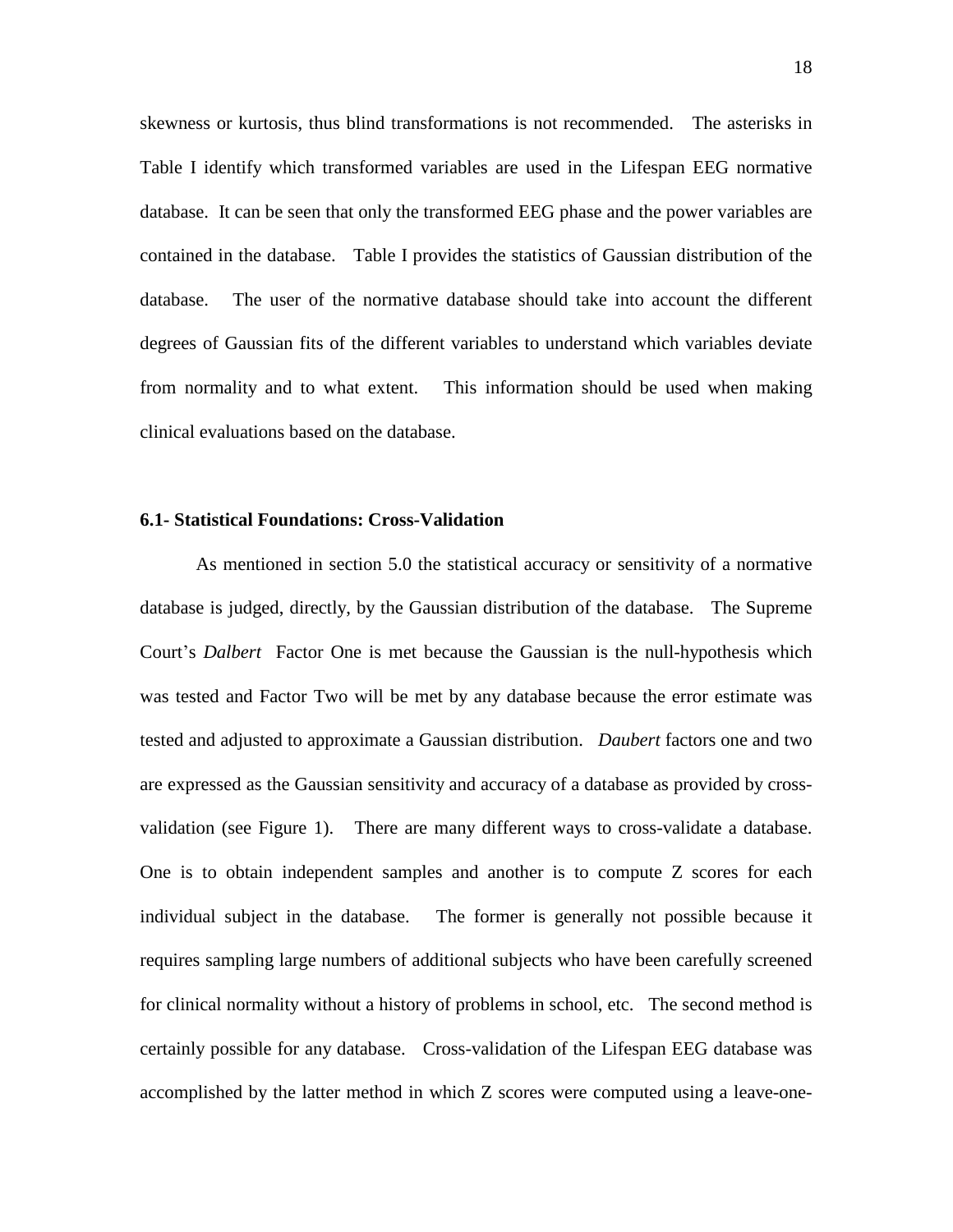skewness or kurtosis, thus blind transformations is not recommended. The asterisks in Table I identify which transformed variables are used in the Lifespan EEG normative database. It can be seen that only the transformed EEG phase and the power variables are contained in the database. Table I provides the statistics of Gaussian distribution of the database. The user of the normative database should take into account the different degrees of Gaussian fits of the different variables to understand which variables deviate from normality and to what extent. This information should be used when making clinical evaluations based on the database.

### 6.1- Statistical Foundations: Cross-Validation

As mentioned in section 5.0 the statistical accuracy or sensitivity of a normative database is judged, directly, by the Gaussian distribution of the database. The Supreme Court's *Dalbert* Factor One is met because the Gaussian is the null-hypothesis which was tested and Factor Two will be met by any database because the error estimate was tested and adjusted to approximate a Gaussian distribution. *Daubert* factors one and two are expressed as the Gaussian sensitivity and accuracy of a database as provided by cross-validation (see Figure 1). There are many different ways to cross-validate a database. One is to obtain independent samples and another is to compute Z scores for each individual subject in the database. The former is generally not possible because it requires sampling large numbers of additional subjects who have been carefully screened for clinical normality without a history of problems in school, etc. The second method is certainly possible for any database. Cross-validation of the Lifespan EEG database was accomplished by the latter method in which Z scores were computed using a leave-one-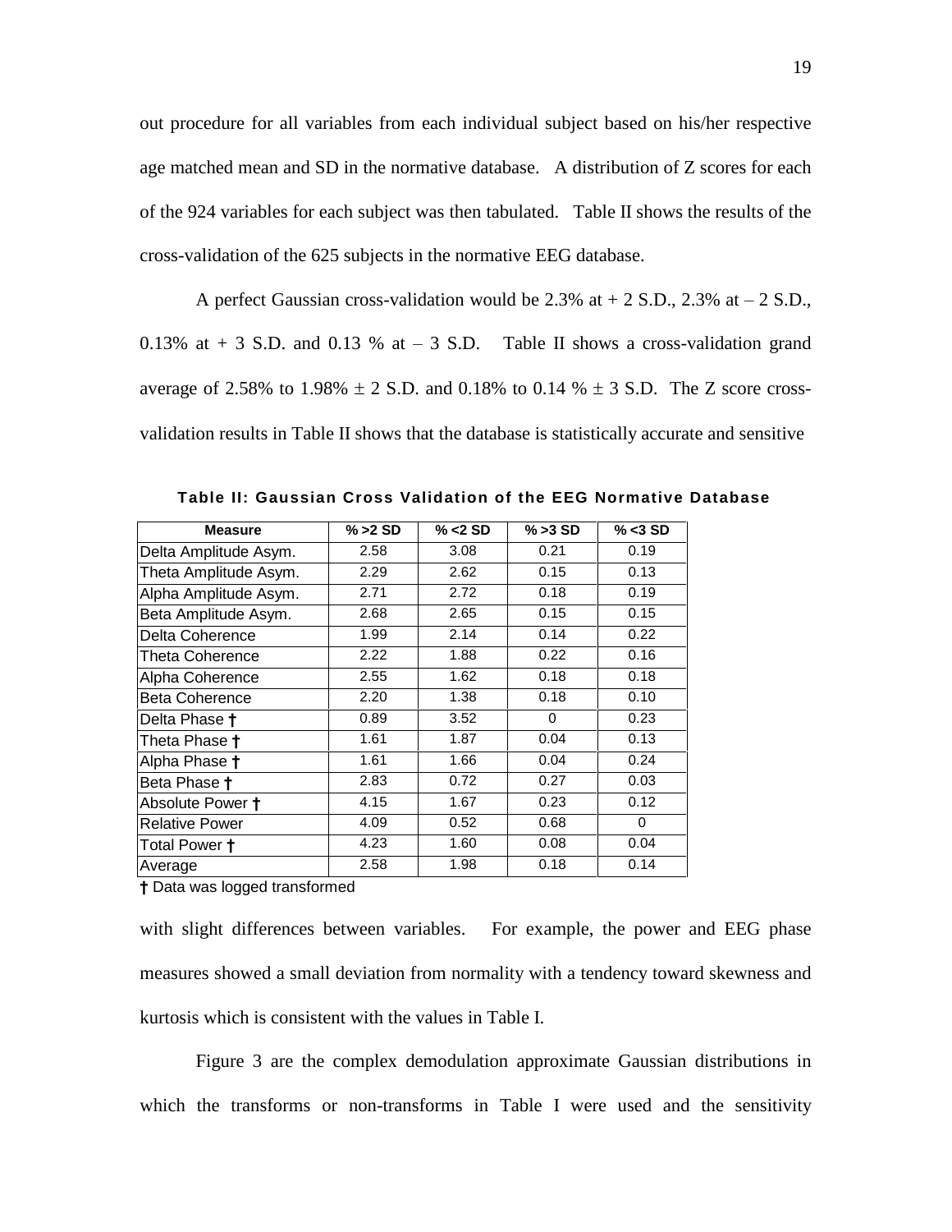out procedure for all variables from each individual subject based on his/her respective age matched mean and SD in the normative database. A distribution of Z scores for each of the 924 variables for each subject was then tabulated. Table II shows the results of the cross-validation of the 625 subjects in the normative EEG database.

A perfect Gaussian cross-validation would be 2.3% at + 2 S.D., 2.3% at – 2 S.D., 0.13% at + 3 S.D. and 0.13 % at – 3 S.D. Table II shows a cross-validation grand average of 2.58% to 1.98% ± 2 S.D. and 0.18% to 0.14 % ± 3 S.D. The Z score cross-validation results in Table II shows that the database is statistically accurate and sensitive

**Table II: Gaussian Cross Validation of the EEG Normative Database**

| Measure | % >2 SD | % <2 SD | % >3 SD | % <3 SD |
|---|---|---|---|---|
| Delta Amplitude Asym. | 2.58 | 3.08 | 0.21 | 0.19 |
| Theta Amplitude Asym. | 2.29 | 2.62 | 0.15 | 0.13 |
| Alpha Amplitude Asym. | 2.71 | 2.72 | 0.18 | 0.19 |
| Beta Amplitude Asym. | 2.68 | 2.65 | 0.15 | 0.15 |
| Delta Coherence | 1.99 | 2.14 | 0.14 | 0.22 |
| Theta Coherence | 2.22 | 1.88 | 0.22 | 0.16 |
| Alpha Coherence | 2.55 | 1.62 | 0.18 | 0.18 |
| Beta Coherence | 2.20 | 1.38 | 0.18 | 0.10 |
| Delta Phase † | 0.89 | 3.52 | 0 | 0.23 |
| Theta Phase † | 1.61 | 1.87 | 0.04 | 0.13 |
| Alpha Phase † | 1.61 | 1.66 | 0.04 | 0.24 |
| Beta Phase † | 2.83 | 0.72 | 0.27 | 0.03 |
| Absolute Power † | 4.15 | 1.67 | 0.23 | 0.12 |
| Relative Power | 4.09 | 0.52 | 0.68 | 0 |
| Total Power † | 4.23 | 1.60 | 0.08 | 0.04 |
| Average | 2.58 | 1.98 | 0.18 | 0.14 |

† Data was logged transformed

with slight differences between variables. For example, the power and EEG phase measures showed a small deviation from normality with a tendency toward skewness and kurtosis which is consistent with the values in Table I.

Figure 3 are the complex demodulation approximate Gaussian distributions in which the transforms or non-transforms in Table I were used and the sensitivity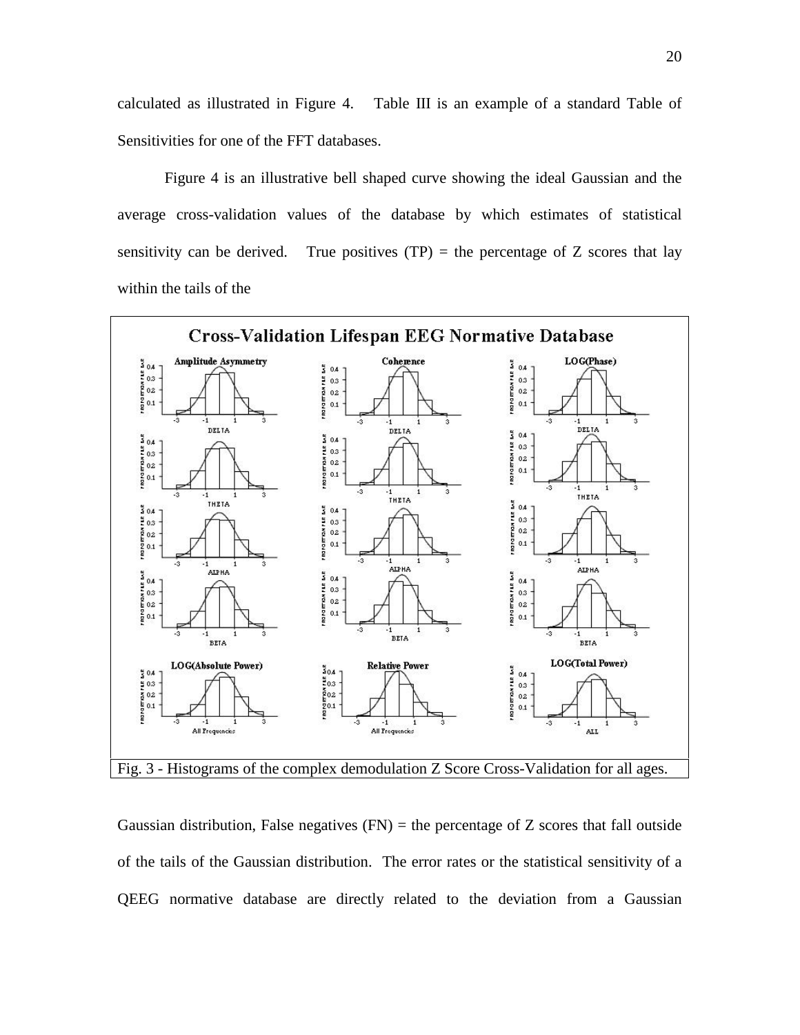calculated as illustrated in Figure 4. Table III is an example of a standard Table of Sensitivities for one of the FFT databases.

Figure 4 is an illustrative bell shaped curve showing the ideal Gaussian and the average cross-validation values of the database by which estimates of statistical sensitivity can be derived. True positives (TP) = the percentage of Z scores that lay within the tails of the

Fig. 3 - Histograms of the complex demodulation Z Score Cross-Validation for all ages.

Gaussian distribution, False negatives (FN) = the percentage of Z scores that fall outside of the tails of the Gaussian distribution. The error rates or the statistical sensitivity of a QEEG normative database are directly related to the deviation from a Gaussian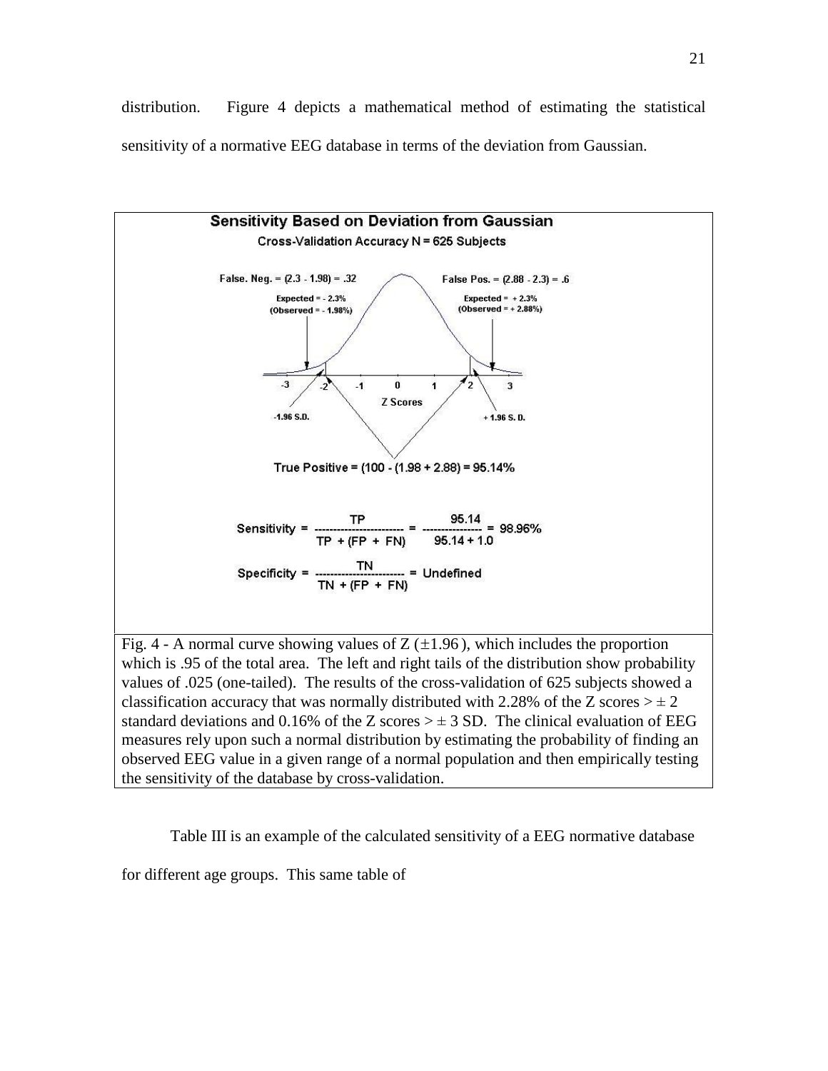distribution. Figure 4 depicts a mathematical method of estimating the statistical sensitivity of a normative EEG database in terms of the deviation from Gaussian.

**Sensitivity Based on Deviation from Gaussian**

Cross-Validation Accuracy N = 625 Subjects

False. Neg. = (2.3 - 1.98) = .32

Expected = - 2.3%
(Observed = - 1.98%)

False Pos. = (2.88 - 2.3) = .6

Expected = + 2.3%
(Observed = + 2.88%)

-3 -2 -1 0 1 2 3

Z Scores

-1.96 S.D. + 1.96 S. D.

True Positive = (100 - (1.98 + 2.88) = 95.14%

$$\text{Sensitivity} = \frac{TP}{TP + (FP + FN)} = \frac{95.14}{95.14 + 1.0} = 98.96\%$$

$$\text{Specificity} = \frac{TN}{TN + (FP + FN)} = \text{Undefined}$$

Fig. 4 - A normal curve showing values of Z (±1.96 ), which includes the proportion which is .95 of the total area. The left and right tails of the distribution show probability values of .025 (one-tailed). The results of the cross-validation of 625 subjects showed a classification accuracy that was normally distributed with 2.28% of the Z scores > ± 2 standard deviations and 0.16% of the Z scores > ± 3 SD. The clinical evaluation of EEG measures rely upon such a normal distribution by estimating the probability of finding an observed EEG value in a given range of a normal population and then empirically testing the sensitivity of the database by cross-validation.

Table III is an example of the calculated sensitivity of a EEG normative database for different age groups. This same table of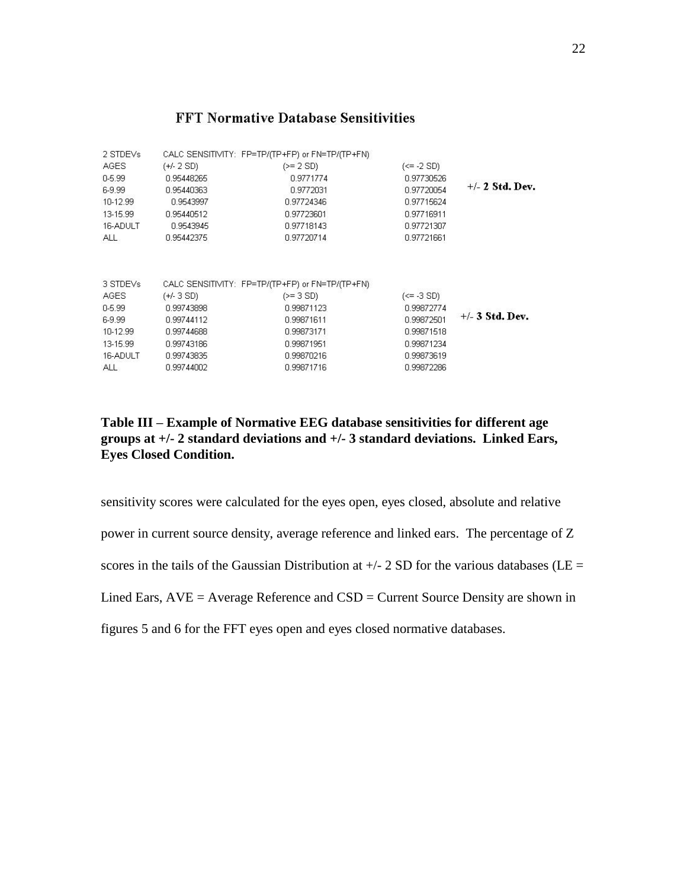### FFT Normative Database Sensitivities

| 2 STDEVs | CALC SENSITIVITY: FP=TP/(TP+FP) or FN=TP/(TP+FN) | | | |
|---|---|---|---|---|
| AGES | (+/- 2 SD) | (>= 2 SD) | (<= -2 SD) | |
| 0-5.99 | 0.95448265 | 0.9771774 | 0.97730526 | +/- **2 Std. Dev.** |
| 6-9.99 | 0.95440363 | 0.9772031 | 0.97720054 | |
| 10-12.99 | 0.9543997 | 0.97724346 | 0.97715624 | |
| 13-15.99 | 0.95440512 | 0.97723601 | 0.97716911 | |
| 16-ADULT | 0.9543945 | 0.97718143 | 0.97721307 | |
| ALL | 0.95442375 | 0.97720714 | 0.97721661 | |

| 3 STDEVs | CALC SENSITIVITY: FP=TP/(TP+FP) or FN=TP/(TP+FN) | | | |
|---|---|---|---|---|
| AGES | (+/- 3 SD) | (>= 3 SD) | (<= -3 SD) | |
| 0-5.99 | 0.99743898 | 0.99871123 | 0.99872774 | +/- **3 Std. Dev.** |
| 6-9.99 | 0.99744112 | 0.99871611 | 0.99872501 | |
| 10-12.99 | 0.99744688 | 0.99873171 | 0.99871518 | |
| 13-15.99 | 0.99743186 | 0.99871951 | 0.99871234 | |
| 16-ADULT | 0.99743835 | 0.99870216 | 0.99873619 | |
| ALL | 0.99744002 | 0.99871716 | 0.99872286 | |

**Table III – Example of Normative EEG database sensitivities for different age groups at +/- 2 standard deviations and +/- 3 standard deviations. Linked Ears, Eyes Closed Condition.**

sensitivity scores were calculated for the eyes open, eyes closed, absolute and relative power in current source density, average reference and linked ears. The percentage of Z scores in the tails of the Gaussian Distribution at +/- 2 SD for the various databases (LE = Lined Ears, AVE = Average Reference and CSD = Current Source Density are shown in figures 5 and 6 for the FFT eyes open and eyes closed normative databases.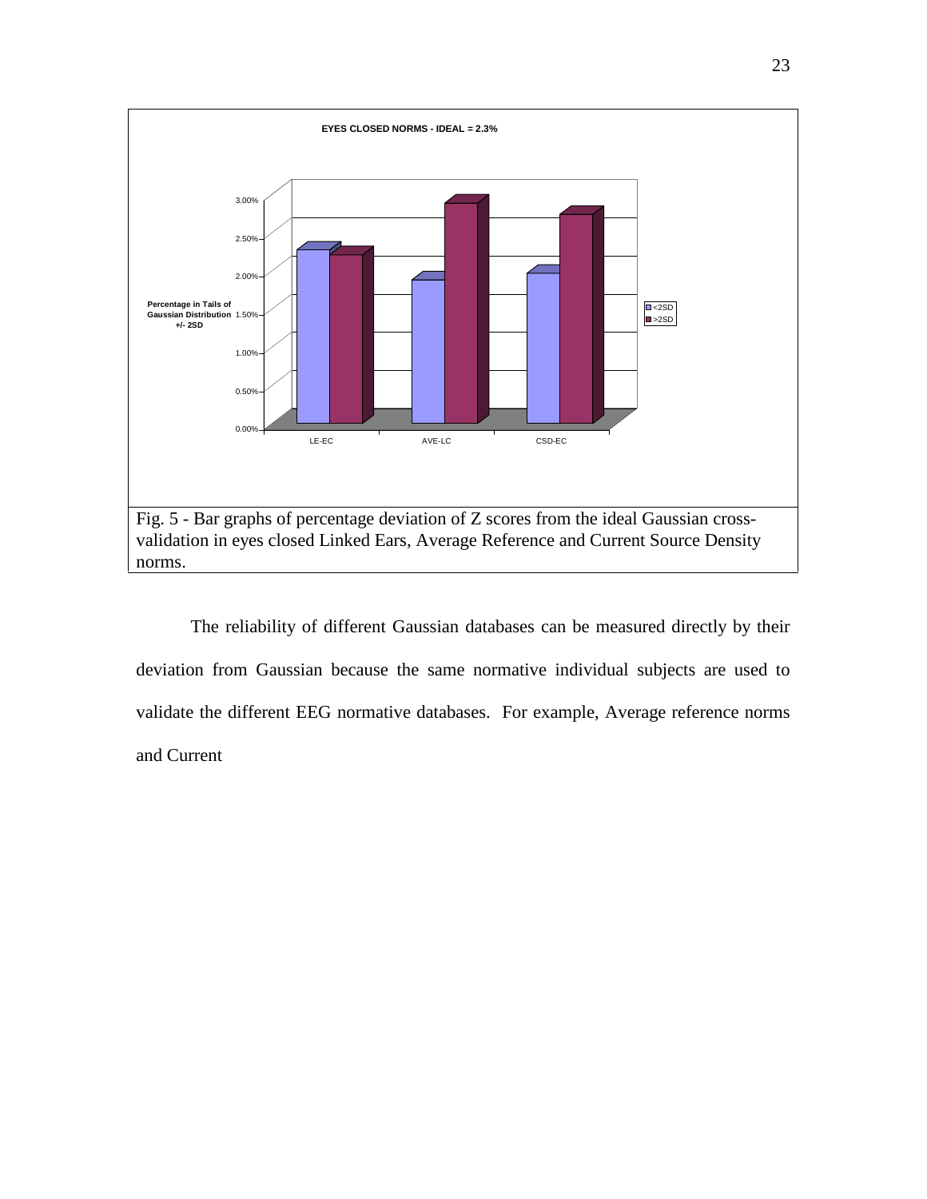Fig. 5 - Bar graphs of percentage deviation of Z scores from the ideal Gaussian cross-validation in eyes closed Linked Ears, Average Reference and Current Source Density norms.

The reliability of different Gaussian databases can be measured directly by their deviation from Gaussian because the same normative individual subjects are used to validate the different EEG normative databases. For example, Average reference norms and Current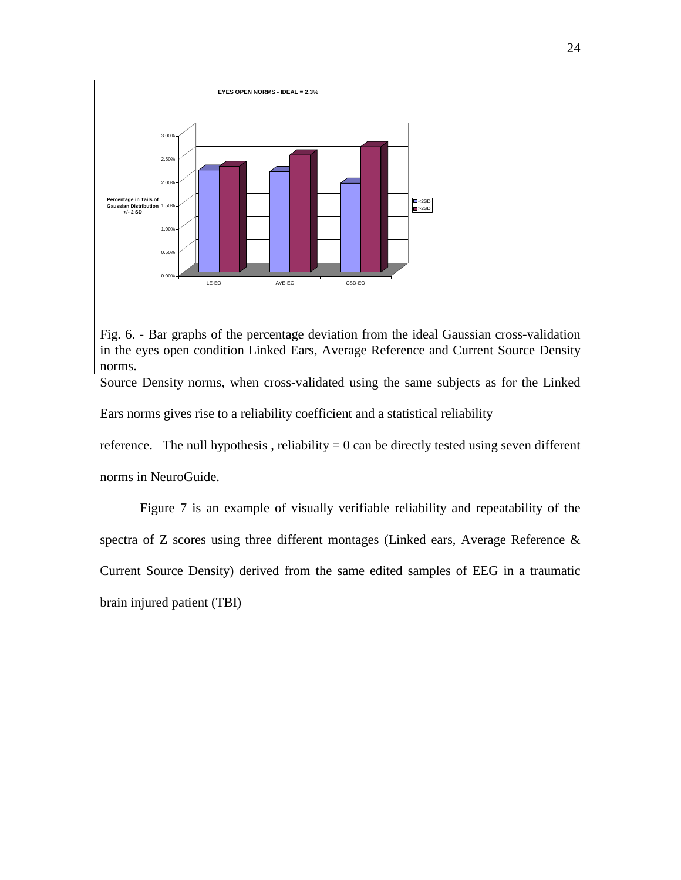EYES OPEN NORMS - IDEAL = 2.3%

Fig. 6. - Bar graphs of the percentage deviation from the ideal Gaussian cross-validation in the eyes open condition Linked Ears, Average Reference and Current Source Density norms.

Source Density norms, when cross-validated using the same subjects as for the Linked Ears norms gives rise to a reliability coefficient and a statistical reliability reference. The null hypothesis , reliability = 0 can be directly tested using seven different norms in NeuroGuide.

Figure 7 is an example of visually verifiable reliability and repeatability of the spectra of Z scores using three different montages (Linked ears, Average Reference & Current Source Density) derived from the same edited samples of EEG in a traumatic brain injured patient (TBI)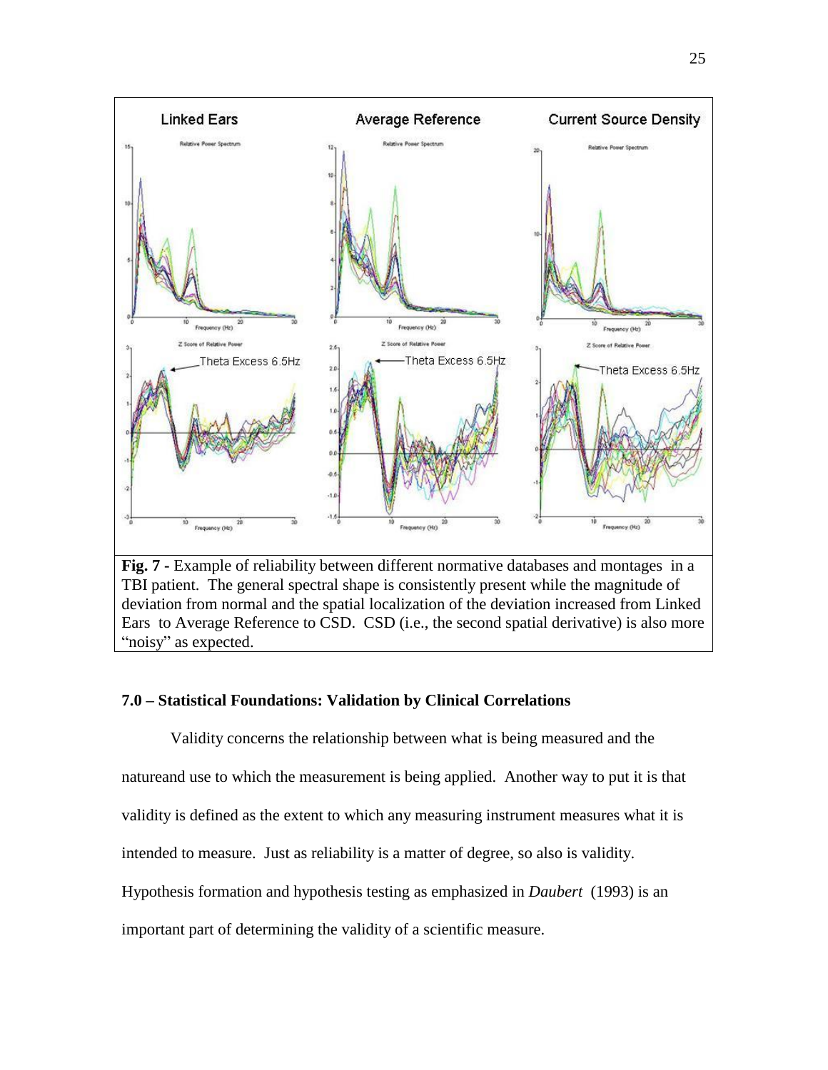**Fig. 7 -** Example of reliability between different normative databases and montages in a TBI patient. The general spectral shape is consistently present while the magnitude of deviation from normal and the spatial localization of the deviation increased from Linked Ears to Average Reference to CSD. CSD (i.e., the second spatial derivative) is also more "noisy" as expected.

### 7.0 – Statistical Foundations: Validation by Clinical Correlations

Validity concerns the relationship between what is being measured and the natureand use to which the measurement is being applied. Another way to put it is that validity is defined as the extent to which any measuring instrument measures what it is intended to measure. Just as reliability is a matter of degree, so also is validity. Hypothesis formation and hypothesis testing as emphasized in *Daubert* (1993) is an important part of determining the validity of a scientific measure.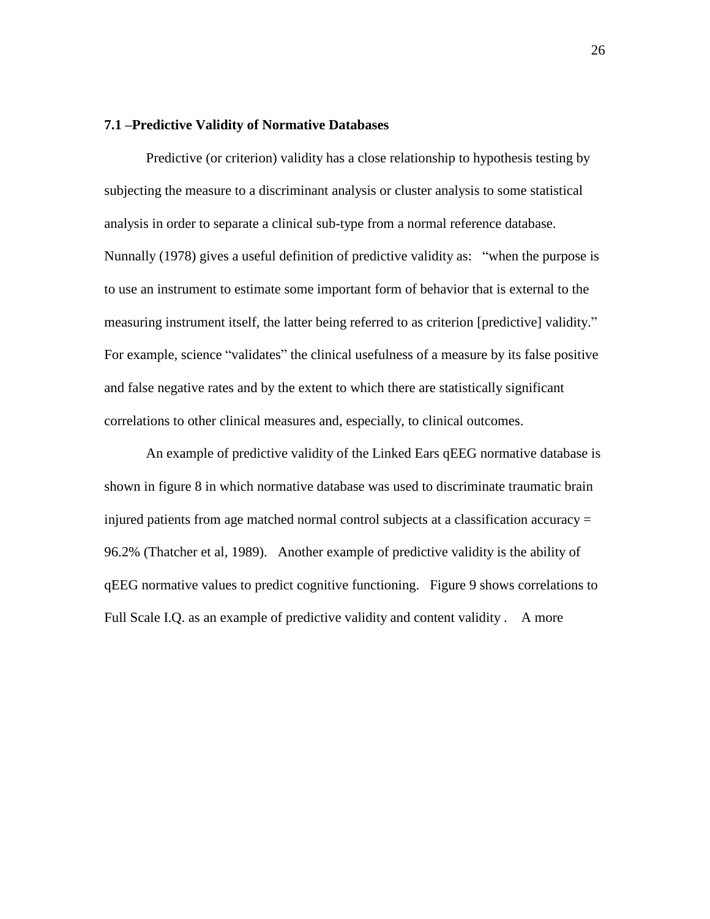### 7.1 –Predictive Validity of Normative Databases

Predictive (or criterion) validity has a close relationship to hypothesis testing by subjecting the measure to a discriminant analysis or cluster analysis to some statistical analysis in order to separate a clinical sub-type from a normal reference database. Nunnally (1978) gives a useful definition of predictive validity as: "when the purpose is to use an instrument to estimate some important form of behavior that is external to the measuring instrument itself, the latter being referred to as criterion [predictive] validity." For example, science "validates" the clinical usefulness of a measure by its false positive and false negative rates and by the extent to which there are statistically significant correlations to other clinical measures and, especially, to clinical outcomes.

An example of predictive validity of the Linked Ears qEEG normative database is shown in figure 8 in which normative database was used to discriminate traumatic brain injured patients from age matched normal control subjects at a classification accuracy = 96.2% (Thatcher et al, 1989). Another example of predictive validity is the ability of qEEG normative values to predict cognitive functioning. Figure 9 shows correlations to Full Scale I.Q. as an example of predictive validity and content validity . A more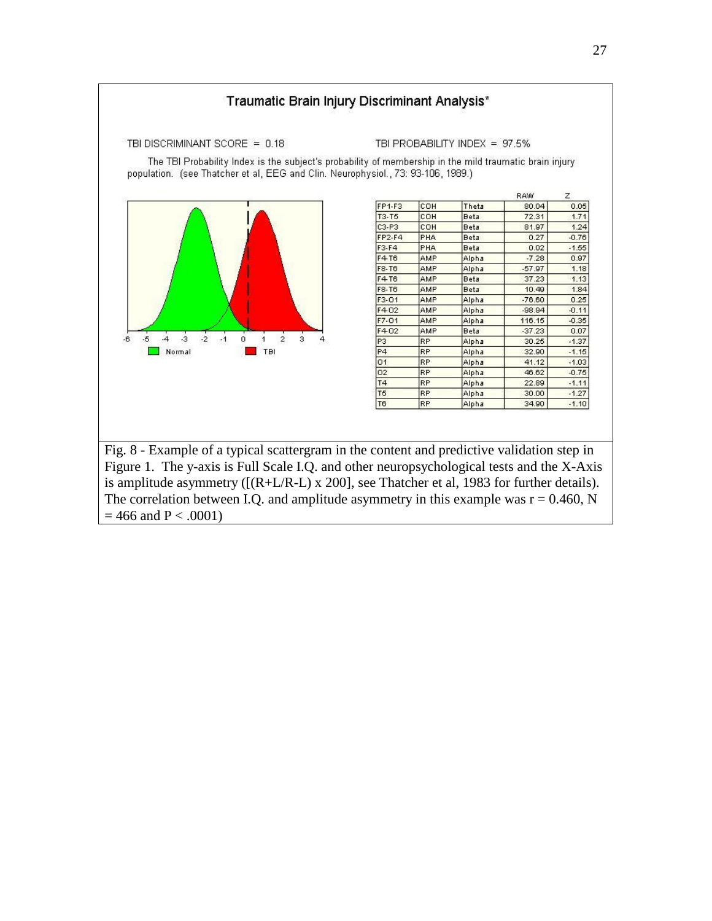**Traumatic Brain Injury Discriminant Analysis***

TBI DISCRIMINANT SCORE = 0.18

TBI PROBABILITY INDEX = 97.5%

The TBI Probability Index is the subject's probability of membership in the mild traumatic brain injury population. (see Thatcher et al, EEG and Clin. Neurophysiol., 73: 93-106, 1989.)

| | | | RAW | Z |
|---|---|---|---|---|
| FP1-F3 | COH | Theta | 80.04 | 0.05 |
| T3-T5 | COH | Beta | 72.31 | 1.71 |
| C3-P3 | COH | Beta | 81.97 | 1.24 |
| FP2-F4 | PHA | Beta | 0.27 | -0.76 |
| F3-F4 | PHA | Beta | 0.02 | -1.55 |
| F4-T6 | AMP | Alpha | -7.28 | 0.97 |
| F8-T6 | AMP | Alpha | -57.97 | 1.18 |
| F4-T6 | AMP | Beta | 37.23 | 1.13 |
| F8-T6 | AMP | Beta | 10.49 | 1.84 |
| F3-O1 | AMP | Alpha | -76.60 | 0.25 |
| F4-O2 | AMP | Alpha | -98.94 | -0.11 |
| F7-O1 | AMP | Alpha | 116.15 | -0.35 |
| F4-O2 | AMP | Beta | -37.23 | 0.07 |
| P3 | RP | Alpha | 30.25 | -1.37 |
| P4 | RP | Alpha | 32.90 | -1.15 |
| O1 | RP | Alpha | 41.12 | -1.03 |
| O2 | RP | Alpha | 46.62 | -0.75 |
| T4 | RP | Alpha | 22.89 | -1.11 |
| T5 | RP | Alpha | 30.00 | -1.27 |
| T6 | RP | Alpha | 34.90 | -1.10 |

Fig. 8 - Example of a typical scattergram in the content and predictive validation step in Figure 1. The y-axis is Full Scale I.Q. and other neuropsychological tests and the X-Axis is amplitude asymmetry ([(R+L/R-L) x 200], see Thatcher et al, 1983 for further details). The correlation between I.Q. and amplitude asymmetry in this example was $r = 0.460$, $N = 466$ and $P < .0001$)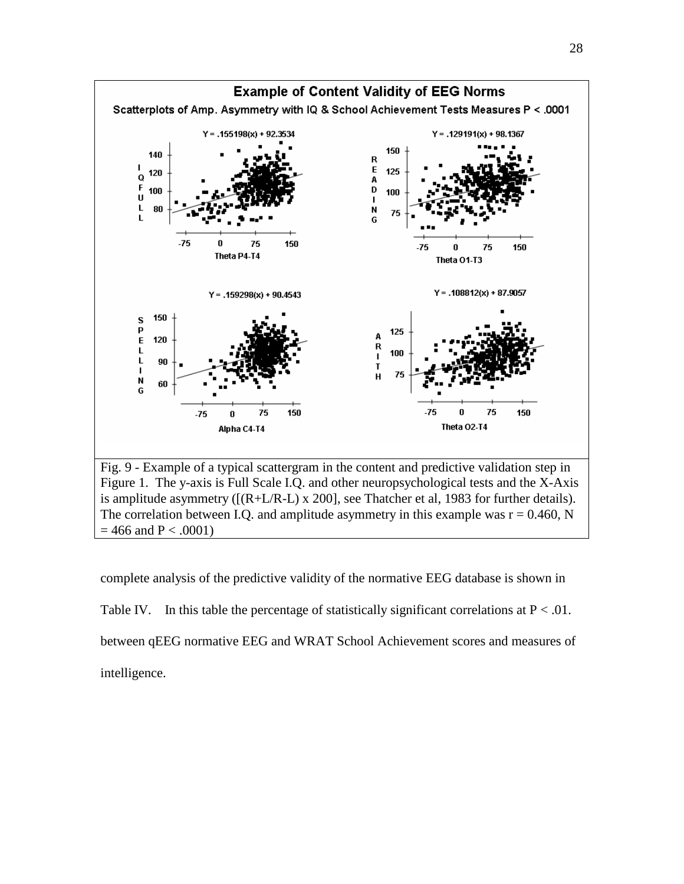Fig. 9 - Example of a typical scattergram in the content and predictive validation step in Figure 1. The y-axis is Full Scale I.Q. and other neuropsychological tests and the X-Axis is amplitude asymmetry ([(R+L/R-L) x 200], see Thatcher et al, 1983 for further details). The correlation between I.Q. and amplitude asymmetry in this example was $r = 0.460$, $N = 466$ and $P < .0001$)

complete analysis of the predictive validity of the normative EEG database is shown in Table IV. In this table the percentage of statistically significant correlations at $P < .01$. between qEEG normative EEG and WRAT School Achievement scores and measures of intelligence.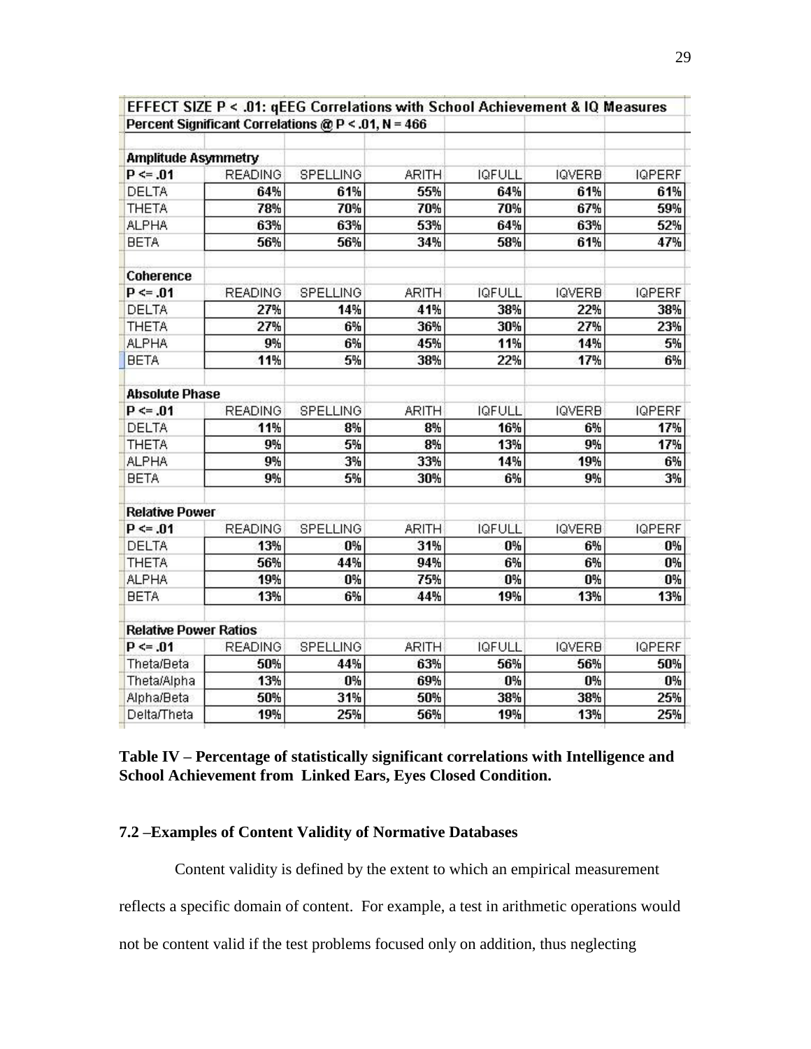| EFFECT SIZE P < .01: qEEG Correlations with School Achievement & IQ Measures | | | | | | |
|---|---|---|---|---|---|---|
| Percent Significant Correlations @ P < .01, N = 466 | | | | | | |
| **Amplitude Asymmetry** | | | | | | |
| P <= .01 | READING | SPELLING | ARITH | IQFULL | IQVERB | IQPERF |
| DELTA | 64% | 61% | 55% | 64% | 61% | 61% |
| THETA | 78% | 70% | 70% | 70% | 67% | 59% |
| ALPHA | 63% | 63% | 53% | 64% | 63% | 52% |
| BETA | 56% | 56% | 34% | 58% | 61% | 47% |
| **Coherence** | | | | | | |
| P <= .01 | READING | SPELLING | ARITH | IQFULL | IQVERB | IQPERF |
| DELTA | 27% | 14% | 41% | 38% | 22% | 38% |
| THETA | 27% | 6% | 36% | 30% | 27% | 23% |
| ALPHA | 9% | 6% | 45% | 11% | 14% | 5% |
| BETA | 11% | 5% | 38% | 22% | 17% | 6% |
| **Absolute Phase** | | | | | | |
| P <= .01 | READING | SPELLING | ARITH | IQFULL | IQVERB | IQPERF |
| DELTA | 11% | 8% | 8% | 16% | 6% | 17% |
| THETA | 9% | 5% | 8% | 13% | 9% | 17% |
| ALPHA | 9% | 3% | 33% | 14% | 19% | 6% |
| BETA | 9% | 5% | 30% | 6% | 9% | 3% |
| **Relative Power** | | | | | | |
| P <= .01 | READING | SPELLING | ARITH | IQFULL | IQVERB | IQPERF |
| DELTA | 13% | 0% | 31% | 0% | 6% | 0% |
| THETA | 56% | 44% | 94% | 6% | 6% | 0% |
| ALPHA | 19% | 0% | 75% | 0% | 0% | 0% |
| BETA | 13% | 6% | 44% | 19% | 13% | 13% |
| **Relative Power Ratios** | | | | | | |
| P <= .01 | READING | SPELLING | ARITH | IQFULL | IQVERB | IQPERF |
| Theta/Beta | 50% | 44% | 63% | 56% | 56% | 50% |
| Theta/Alpha | 13% | 0% | 69% | 0% | 0% | 0% |
| Alpha/Beta | 50% | 31% | 50% | 38% | 38% | 25% |
| Delta/Theta | 19% | 25% | 56% | 19% | 13% | 25% |

**Table IV – Percentage of statistically significant correlations with Intelligence and School Achievement from Linked Ears, Eyes Closed Condition.**

### 7.2 –Examples of Content Validity of Normative Databases

Content validity is defined by the extent to which an empirical measurement reflects a specific domain of content. For example, a test in arithmetic operations would not be content valid if the test problems focused only on addition, thus neglecting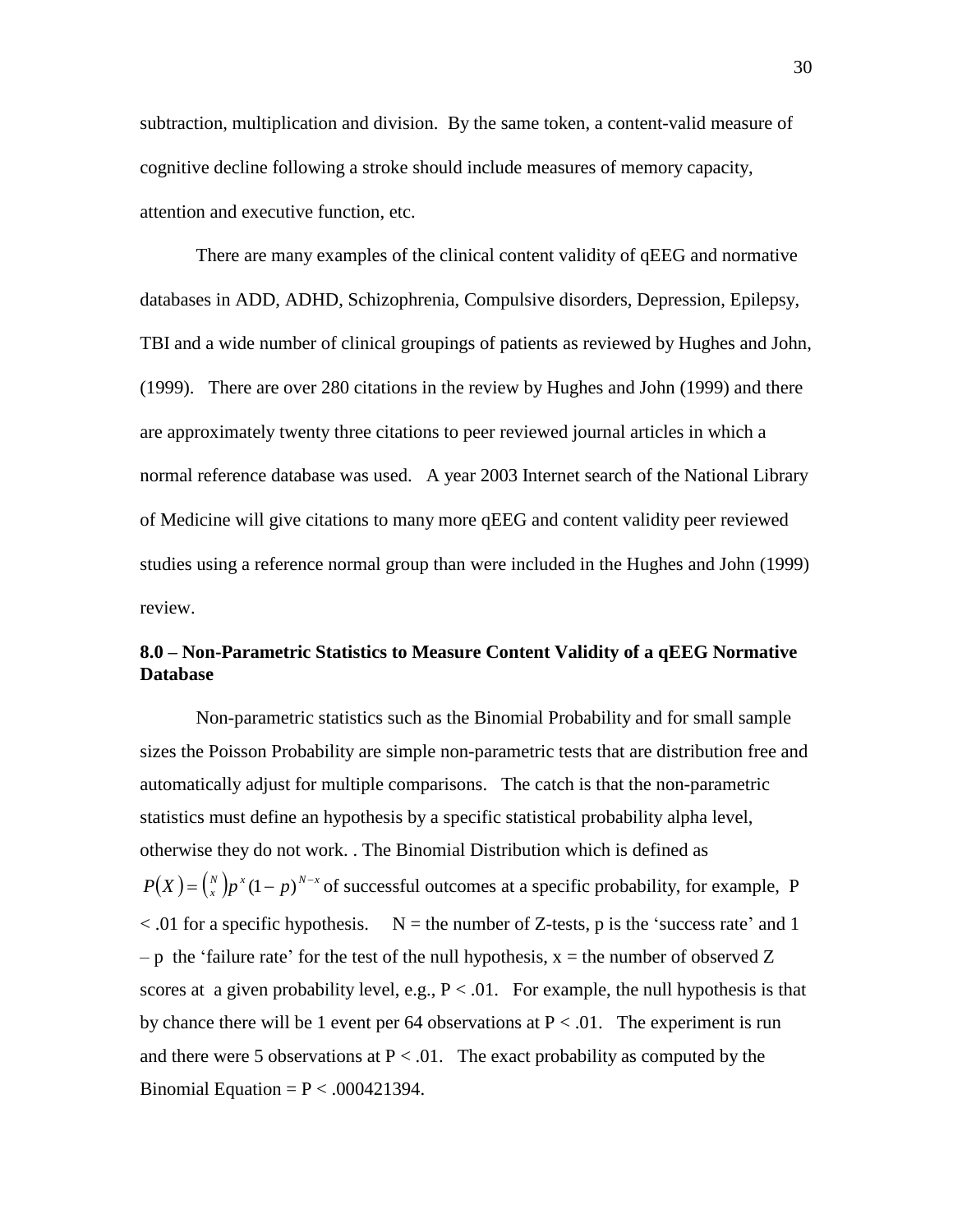subtraction, multiplication and division. By the same token, a content-valid measure of cognitive decline following a stroke should include measures of memory capacity, attention and executive function, etc.

There are many examples of the clinical content validity of qEEG and normative databases in ADD, ADHD, Schizophrenia, Compulsive disorders, Depression, Epilepsy, TBI and a wide number of clinical groupings of patients as reviewed by Hughes and John, (1999). There are over 280 citations in the review by Hughes and John (1999) and there are approximately twenty three citations to peer reviewed journal articles in which a normal reference database was used. A year 2003 Internet search of the National Library of Medicine will give citations to many more qEEG and content validity peer reviewed studies using a reference normal group than were included in the Hughes and John (1999) review.

## 8.0 – Non-Parametric Statistics to Measure Content Validity of a qEEG Normative Database

Non-parametric statistics such as the Binomial Probability and for small sample sizes the Poisson Probability are simple non-parametric tests that are distribution free and automatically adjust for multiple comparisons. The catch is that the non-parametric statistics must define an hypothesis by a specific statistical probability alpha level, otherwise they do not work. . The Binomial Distribution which is defined as $P(X) = \binom{N}{x} p^x (1-p)^{N-x}$ of successful outcomes at a specific probability, for example, $P < .01$ for a specific hypothesis. N = the number of Z-tests, p is the 'success rate' and 1 – p the 'failure rate' for the test of the null hypothesis, x = the number of observed Z scores at a given probability level, e.g., $P < .01$. For example, the null hypothesis is that by chance there will be 1 event per 64 observations at $P < .01$. The experiment is run and there were 5 observations at $P < .01$. The exact probability as computed by the Binomial Equation = $P < .000421394$.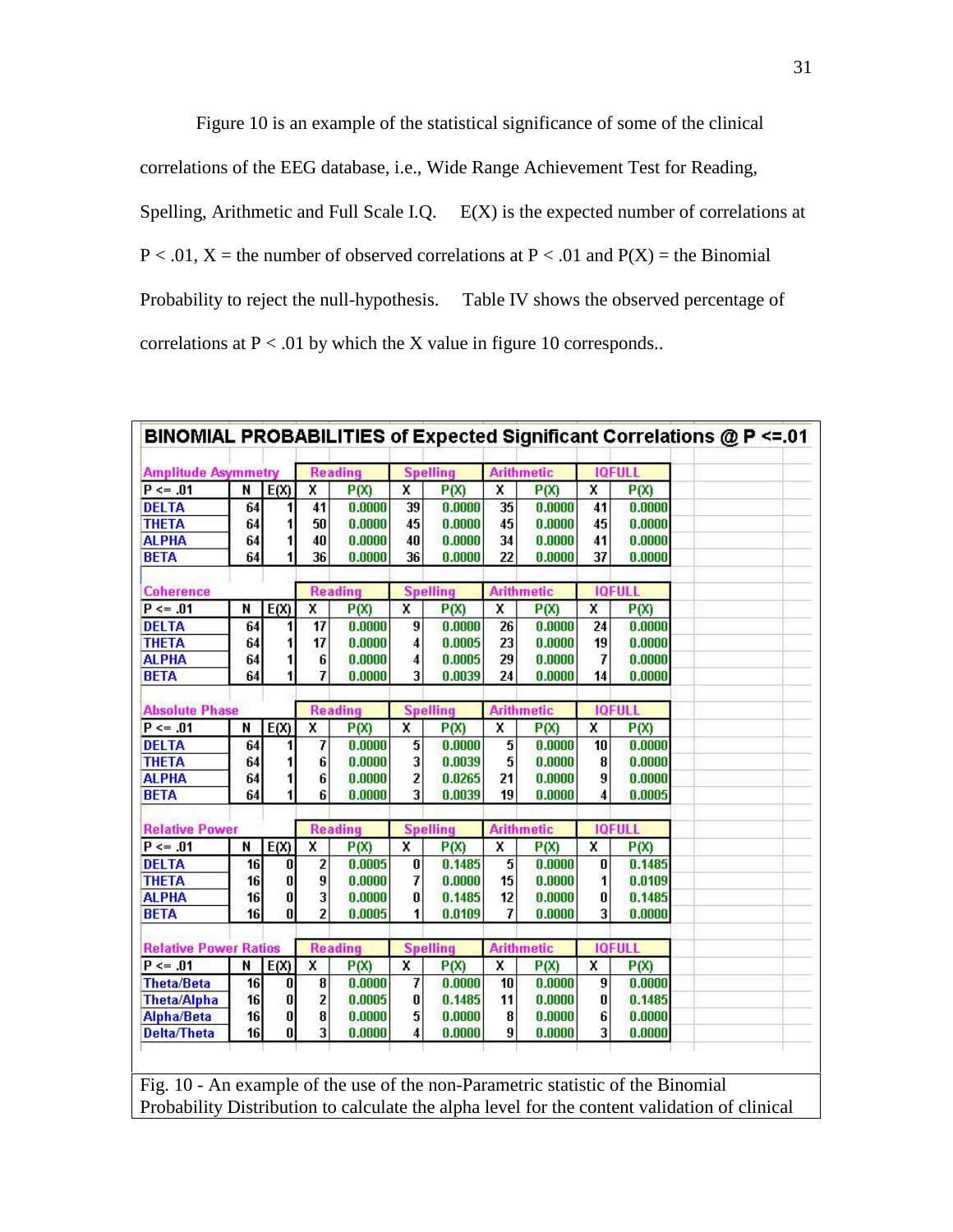Figure 10 is an example of the statistical significance of some of the clinical correlations of the EEG database, i.e., Wide Range Achievement Test for Reading, Spelling, Arithmetic and Full Scale I.Q.   E(X) is the expected number of correlations at P < .01, X = the number of observed correlations at P < .01 and P(X) = the Binomial Probability to reject the null-hypothesis.   Table IV shows the observed percentage of correlations at P < .01 by which the X value in figure 10 corresponds..

**BINOMIAL PROBABILITIES of Expected Significant Correlations @ P <=.01**

| Amplitude Asymmetry | | | Reading | | Spelling | | Arithmetic | | IQFULL | |
|---|---|---|---|---|---|---|---|---|---|---|
| P <= .01 | N | E(X) | X | P(X) | X | P(X) | X | P(X) | X | P(X) |
| DELTA | 64 | 1 | 41 | 0.0000 | 39 | 0.0000 | 35 | 0.0000 | 41 | 0.0000 |
| THETA | 64 | 1 | 50 | 0.0000 | 45 | 0.0000 | 45 | 0.0000 | 45 | 0.0000 |
| ALPHA | 64 | 1 | 40 | 0.0000 | 40 | 0.0000 | 34 | 0.0000 | 41 | 0.0000 |
| BETA | 64 | 1 | 36 | 0.0000 | 36 | 0.0000 | 22 | 0.0000 | 37 | 0.0000 |

| Coherence | | | Reading | | Spelling | | Arithmetic | | IQFULL | |
|---|---|---|---|---|---|---|---|---|---|---|
| P <= .01 | N | E(X) | X | P(X) | X | P(X) | X | P(X) | X | P(X) |
| DELTA | 64 | 1 | 17 | 0.0000 | 9 | 0.0000 | 26 | 0.0000 | 24 | 0.0000 |
| THETA | 64 | 1 | 17 | 0.0000 | 4 | 0.0005 | 23 | 0.0000 | 19 | 0.0000 |
| ALPHA | 64 | 1 | 6 | 0.0000 | 4 | 0.0005 | 29 | 0.0000 | 7 | 0.0000 |
| BETA | 64 | 1 | 7 | 0.0000 | 3 | 0.0039 | 24 | 0.0000 | 14 | 0.0000 |

| Absolute Phase | | | Reading | | Spelling | | Arithmetic | | IQFULL | |
|---|---|---|---|---|---|---|---|---|---|---|
| P <= .01 | N | E(X) | X | P(X) | X | P(X) | X | P(X) | X | P(X) |
| DELTA | 64 | 1 | 7 | 0.0000 | 5 | 0.0000 | 5 | 0.0000 | 10 | 0.0000 |
| THETA | 64 | 1 | 6 | 0.0000 | 3 | 0.0039 | 5 | 0.0000 | 8 | 0.0000 |
| ALPHA | 64 | 1 | 6 | 0.0000 | 2 | 0.0265 | 21 | 0.0000 | 9 | 0.0000 |
| BETA | 64 | 1 | 6 | 0.0000 | 3 | 0.0039 | 19 | 0.0000 | 4 | 0.0005 |

| Relative Power | | | Reading | | Spelling | | Arithmetic | | IQFULL | |
|---|---|---|---|---|---|---|---|---|---|---|
| P <= .01 | N | E(X) | X | P(X) | X | P(X) | X | P(X) | X | P(X) |
| DELTA | 16 | 0 | 2 | 0.0005 | 0 | 0.1485 | 5 | 0.0000 | 0 | 0.1485 |
| THETA | 16 | 0 | 9 | 0.0000 | 7 | 0.0000 | 15 | 0.0000 | 1 | 0.0109 |
| ALPHA | 16 | 0 | 3 | 0.0000 | 0 | 0.1485 | 12 | 0.0000 | 0 | 0.1485 |
| BETA | 16 | 0 | 2 | 0.0005 | 1 | 0.0109 | 7 | 0.0000 | 3 | 0.0000 |

| Relative Power Ratios | | | Reading | | Spelling | | Arithmetic | | IQFULL | |
|---|---|---|---|---|---|---|---|---|---|---|
| P <= .01 | N | E(X) | X | P(X) | X | P(X) | X | P(X) | X | P(X) |
| Theta/Beta | 16 | 0 | 8 | 0.0000 | 7 | 0.0000 | 10 | 0.0000 | 9 | 0.0000 |
| Theta/Alpha | 16 | 0 | 2 | 0.0005 | 0 | 0.1485 | 11 | 0.0000 | 0 | 0.1485 |
| Alpha/Beta | 16 | 0 | 8 | 0.0000 | 5 | 0.0000 | 8 | 0.0000 | 6 | 0.0000 |
| Delta/Theta | 16 | 0 | 3 | 0.0000 | 4 | 0.0000 | 9 | 0.0000 | 3 | 0.0000 |

Fig. 10 - An example of the use of the non-Parametric statistic of the Binomial Probability Distribution to calculate the alpha level for the content validation of clinical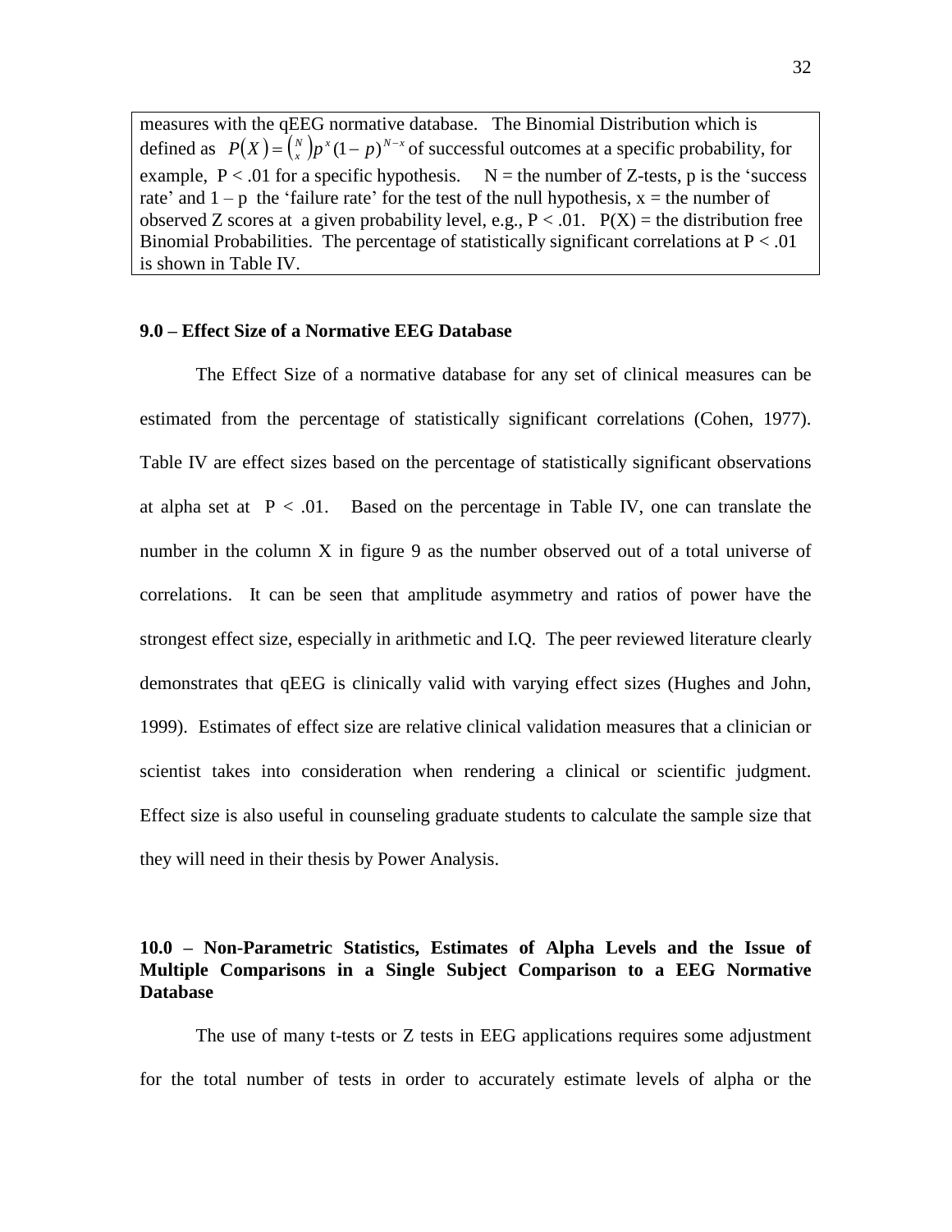measures with the qEEG normative database. The Binomial Distribution which is defined as $P(X) = \binom{N}{x} p^x (1-p)^{N-x}$ of successful outcomes at a specific probability, for example, $P < .01$ for a specific hypothesis. N = the number of Z-tests, p is the 'success rate' and $1 - p$ the 'failure rate' for the test of the null hypothesis, x = the number of observed Z scores at a given probability level, e.g., $P < .01$. P(X) = the distribution free Binomial Probabilities. The percentage of statistically significant correlations at $P < .01$ is shown in Table IV.

### 9.0 – Effect Size of a Normative EEG Database

The Effect Size of a normative database for any set of clinical measures can be estimated from the percentage of statistically significant correlations (Cohen, 1977). Table IV are effect sizes based on the percentage of statistically significant observations at alpha set at $P < .01$. Based on the percentage in Table IV, one can translate the number in the column X in figure 9 as the number observed out of a total universe of correlations. It can be seen that amplitude asymmetry and ratios of power have the strongest effect size, especially in arithmetic and I.Q. The peer reviewed literature clearly demonstrates that qEEG is clinically valid with varying effect sizes (Hughes and John, 1999). Estimates of effect size are relative clinical validation measures that a clinician or scientist takes into consideration when rendering a clinical or scientific judgment. Effect size is also useful in counseling graduate students to calculate the sample size that they will need in their thesis by Power Analysis.

### 10.0 – Non-Parametric Statistics, Estimates of Alpha Levels and the Issue of Multiple Comparisons in a Single Subject Comparison to a EEG Normative Database

The use of many t-tests or Z tests in EEG applications requires some adjustment for the total number of tests in order to accurately estimate levels of alpha or the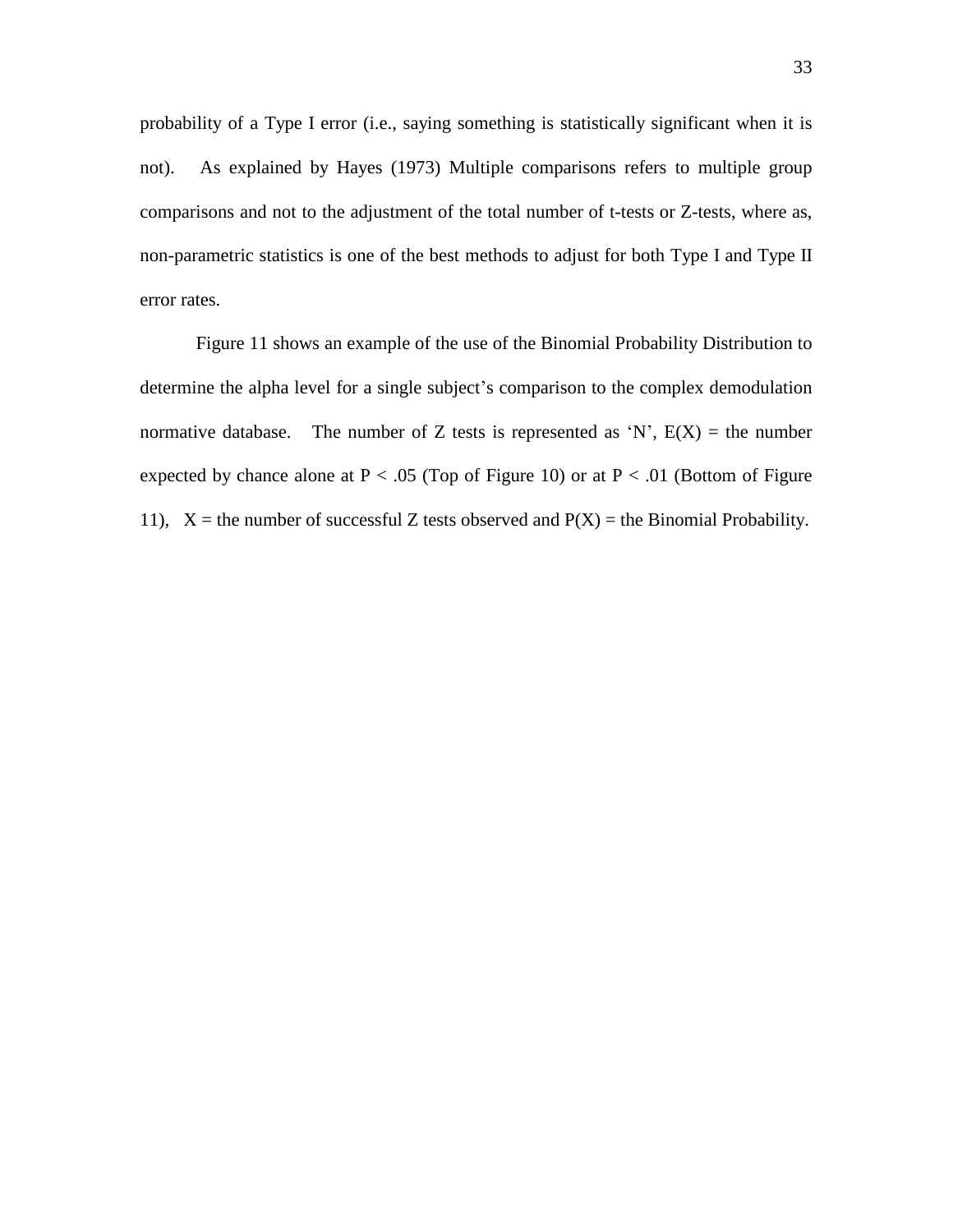probability of a Type I error (i.e., saying something is statistically significant when it is not). As explained by Hayes (1973) Multiple comparisons refers to multiple group comparisons and not to the adjustment of the total number of t-tests or Z-tests, where as, non-parametric statistics is one of the best methods to adjust for both Type I and Type II error rates.

Figure 11 shows an example of the use of the Binomial Probability Distribution to determine the alpha level for a single subject's comparison to the complex demodulation normative database. The number of Z tests is represented as 'N', $E(X)$ = the number expected by chance alone at $P < .05$ (Top of Figure 10) or at $P < .01$ (Bottom of Figure 11), $X$ = the number of successful Z tests observed and $P(X)$ = the Binomial Probability.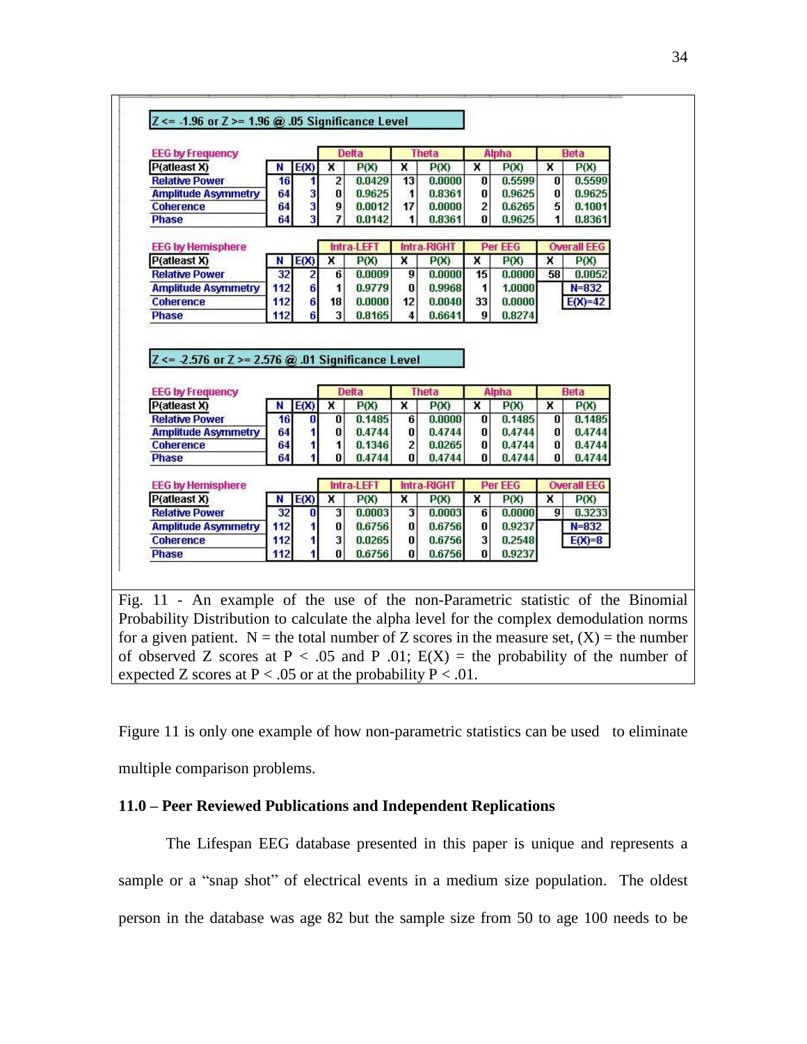**Z <= -1.96 or Z >= 1.96 @ .05 Significance Level**

| EEG by Frequency | | | Delta | | Theta | | Alpha | | Beta | |
|---|---|---|---|---|---|---|---|---|---|---|
| P(atleast X) | N | E(X) | X | P(X) | X | P(X) | X | P(X) | X | P(X) |
| Relative Power | 16 | 1 | 2 | 0.0429 | 13 | 0.0000 | 0 | 0.5599 | 0 | 0.5599 |
| Amplitude Asymmetry | 64 | 3 | 0 | 0.9625 | 1 | 0.8361 | 0 | 0.9625 | 0 | 0.9625 |
| Coherence | 64 | 3 | 9 | 0.0012 | 17 | 0.0000 | 2 | 0.6265 | 5 | 0.1001 |
| Phase | 64 | 3 | 7 | 0.0142 | 1 | 0.8361 | 0 | 0.9625 | 1 | 0.8361 |

| EEG by Hemisphere | | | Intra-LEFT | | Intra-RIGHT | | Per EEG | | Overall EEG | |
|---|---|---|---|---|---|---|---|---|---|---|
| P(atleast X) | N | E(X) | X | P(X) | X | P(X) | X | P(X) | X | P(X) |
| Relative Power | 32 | 2 | 6 | 0.0009 | 9 | 0.0000 | 15 | 0.0000 | 58 | 0.0052 |
| Amplitude Asymmetry | 112 | 6 | 1 | 0.9779 | 0 | 0.9968 | 1 | 1.0000 | | N=832 |
| Coherence | 112 | 6 | 18 | 0.0000 | 12 | 0.0040 | 33 | 0.0000 | | E(X)=42 |
| Phase | 112 | 6 | 3 | 0.8165 | 4 | 0.6641 | 9 | 0.8274 | | |

**Z <= -2.576 or Z >= 2.576 @ .01 Significance Level**

| EEG by Frequency | | | Delta | | Theta | | Alpha | | Beta | |
|---|---|---|---|---|---|---|---|---|---|---|
| P(atleast X) | N | E(X) | X | P(X) | X | P(X) | X | P(X) | X | P(X) |
| Relative Power | 16 | 0 | 0 | 0.1485 | 6 | 0.0000 | 0 | 0.1485 | 0 | 0.1485 |
| Amplitude Asymmetry | 64 | 1 | 0 | 0.4744 | 0 | 0.4744 | 0 | 0.4744 | 0 | 0.4744 |
| Coherence | 64 | 1 | 1 | 0.1346 | 2 | 0.0265 | 0 | 0.4744 | 0 | 0.4744 |
| Phase | 64 | 1 | 0 | 0.4744 | 0 | 0.4744 | 0 | 0.4744 | 0 | 0.4744 |

| EEG by Hemisphere | | | Intra-LEFT | | Intra-RIGHT | | Per EEG | | Overall EEG | |
|---|---|---|---|---|---|---|---|---|---|---|
| P(atleast X) | N | E(X) | X | P(X) | X | P(X) | X | P(X) | X | P(X) |
| Relative Power | 32 | 0 | 3 | 0.0003 | 3 | 0.0003 | 6 | 0.0000 | 9 | 0.3233 |
| Amplitude Asymmetry | 112 | 1 | 0 | 0.6756 | 0 | 0.6756 | 0 | 0.9237 | | N=832 |
| Coherence | 112 | 1 | 3 | 0.0265 | 0 | 0.6756 | 3 | 0.2548 | | E(X)=8 |
| Phase | 112 | 1 | 0 | 0.6756 | 0 | 0.6756 | 0 | 0.9237 | | |

Fig. 11 - An example of the use of the non-Parametric statistic of the Binomial Probability Distribution to calculate the alpha level for the complex demodulation norms for a given patient. N = the total number of Z scores in the measure set, (X) = the number of observed Z scores at P < .05 and P .01; E(X) = the probability of the number of expected Z scores at P < .05 or at the probability P < .01.

Figure 11 is only one example of how non-parametric statistics can be used to eliminate multiple comparison problems.

## 11.0 – Peer Reviewed Publications and Independent Replications

The Lifespan EEG database presented in this paper is unique and represents a sample or a "snap shot" of electrical events in a medium size population. The oldest person in the database was age 82 but the sample size from 50 to age 100 needs to be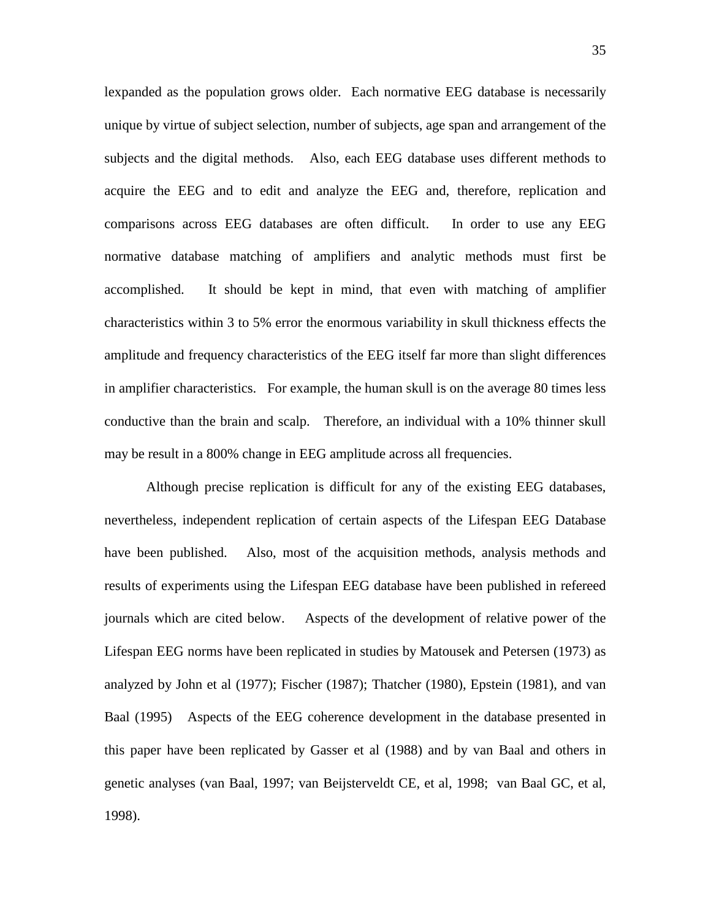lexpanded as the population grows older. Each normative EEG database is necessarily unique by virtue of subject selection, number of subjects, age span and arrangement of the subjects and the digital methods. Also, each EEG database uses different methods to acquire the EEG and to edit and analyze the EEG and, therefore, replication and comparisons across EEG databases are often difficult. In order to use any EEG normative database matching of amplifiers and analytic methods must first be accomplished. It should be kept in mind, that even with matching of amplifier characteristics within 3 to 5% error the enormous variability in skull thickness effects the amplitude and frequency characteristics of the EEG itself far more than slight differences in amplifier characteristics. For example, the human skull is on the average 80 times less conductive than the brain and scalp. Therefore, an individual with a 10% thinner skull may be result in a 800% change in EEG amplitude across all frequencies.

Although precise replication is difficult for any of the existing EEG databases, nevertheless, independent replication of certain aspects of the Lifespan EEG Database have been published. Also, most of the acquisition methods, analysis methods and results of experiments using the Lifespan EEG database have been published in refereed journals which are cited below. Aspects of the development of relative power of the Lifespan EEG norms have been replicated in studies by Matousek and Petersen (1973) as analyzed by John et al (1977); Fischer (1987); Thatcher (1980), Epstein (1981), and van Baal (1995) Aspects of the EEG coherence development in the database presented in this paper have been replicated by Gasser et al (1988) and by van Baal and others in genetic analyses (van Baal, 1997; van Beijsterveldt CE, et al, 1998; van Baal GC, et al, 1998).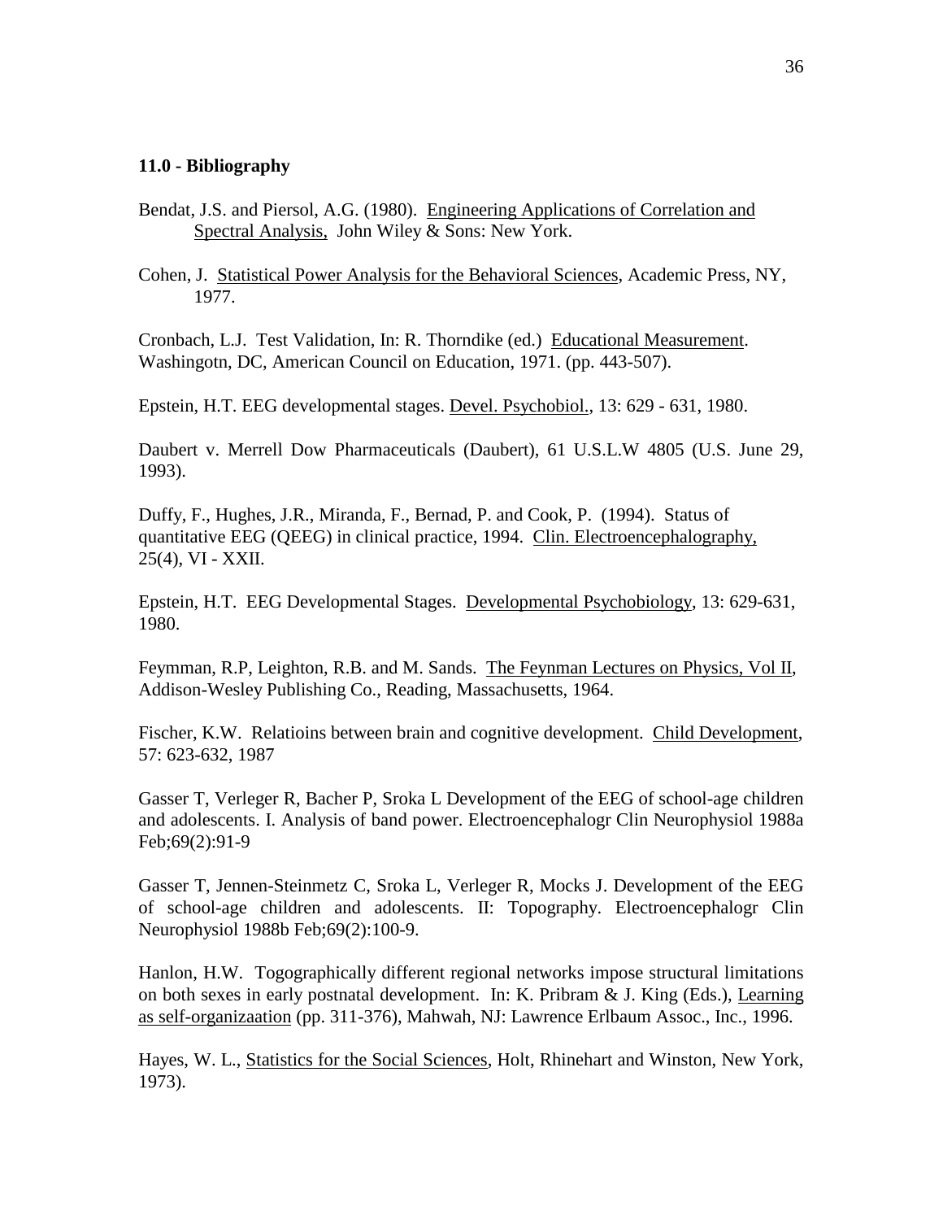### 11.0 - Bibliography

Bendat, J.S. and Piersol, A.G. (1980). Engineering Applications of Correlation and Spectral Analysis, John Wiley & Sons: New York.

Cohen, J. Statistical Power Analysis for the Behavioral Sciences, Academic Press, NY, 1977.

Cronbach, L.J. Test Validation, In: R. Thorndike (ed.) Educational Measurement. Washingotn, DC, American Council on Education, 1971. (pp. 443-507).

Epstein, H.T. EEG developmental stages. Devel. Psychobiol., 13: 629 - 631, 1980.

Daubert v. Merrell Dow Pharmaceuticals (Daubert), 61 U.S.L.W 4805 (U.S. June 29, 1993).

Duffy, F., Hughes, J.R., Miranda, F., Bernad, P. and Cook, P. (1994). Status of quantitative EEG (QEEG) in clinical practice, 1994. Clin. Electroencephalography, 25(4), VI - XXII.

Epstein, H.T. EEG Developmental Stages. Developmental Psychobiology, 13: 629-631, 1980.

Feymman, R.P, Leighton, R.B. and M. Sands. The Feynman Lectures on Physics, Vol II, Addison-Wesley Publishing Co., Reading, Massachusetts, 1964.

Fischer, K.W. Relatioins between brain and cognitive development. Child Development, 57: 623-632, 1987

Gasser T, Verleger R, Bacher P, Sroka L Development of the EEG of school-age children and adolescents. I. Analysis of band power. Electroencephalogr Clin Neurophysiol 1988a Feb;69(2):91-9

Gasser T, Jennen-Steinmetz C, Sroka L, Verleger R, Mocks J. Development of the EEG of school-age children and adolescents. II: Topography. Electroencephalogr Clin Neurophysiol 1988b Feb;69(2):100-9.

Hanlon, H.W. Togographically different regional networks impose structural limitations on both sexes in early postnatal development. In: K. Pribram & J. King (Eds.), Learning as self-organizaation (pp. 311-376), Mahwah, NJ: Lawrence Erlbaum Assoc., Inc., 1996.

Hayes, W. L., Statistics for the Social Sciences, Holt, Rhinehart and Winston, New York, 1973).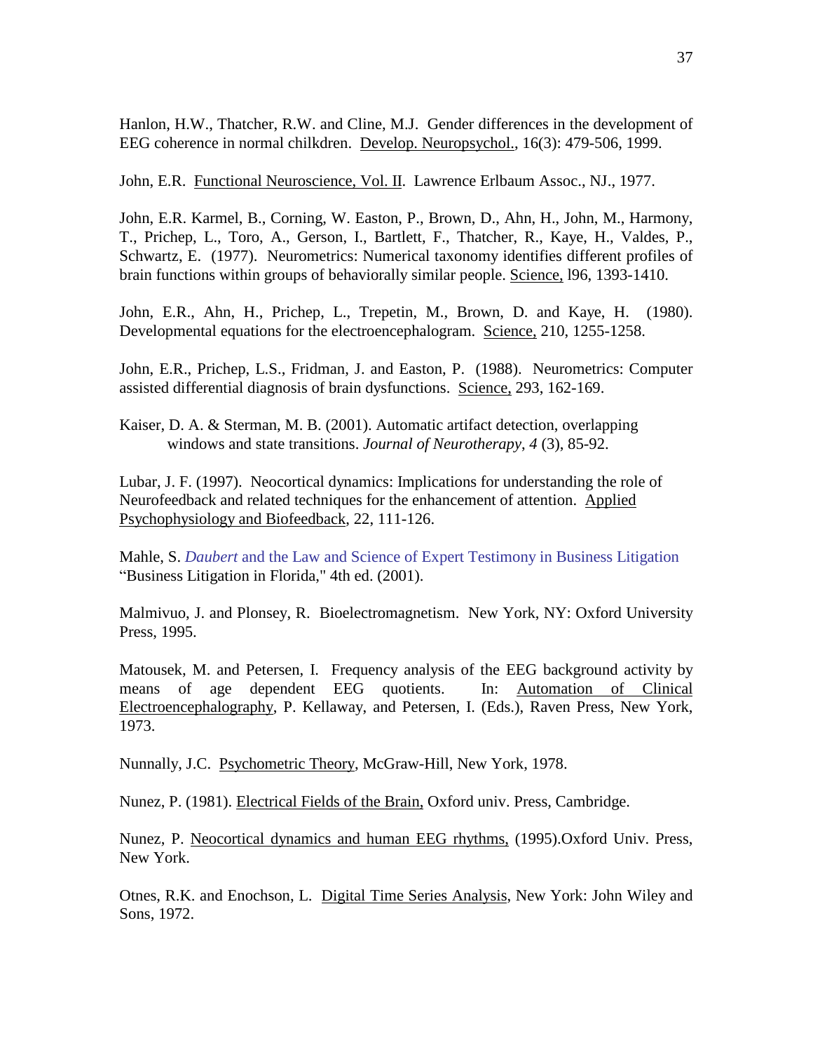Hanlon, H.W., Thatcher, R.W. and Cline, M.J. Gender differences in the development of EEG coherence in normal chilkdren. Develop. Neuropsychol., 16(3): 479-506, 1999.

John, E.R. Functional Neuroscience, Vol. II. Lawrence Erlbaum Assoc., NJ., 1977.

John, E.R. Karmel, B., Corning, W. Easton, P., Brown, D., Ahn, H., John, M., Harmony, T., Prichep, L., Toro, A., Gerson, I., Bartlett, F., Thatcher, R., Kaye, H., Valdes, P., Schwartz, E. (1977). Neurometrics: Numerical taxonomy identifies different profiles of brain functions within groups of behaviorally similar people. Science, l96, 1393-1410.

John, E.R., Ahn, H., Prichep, L., Trepetin, M., Brown, D. and Kaye, H. (1980). Developmental equations for the electroencephalogram. Science, 210, 1255-1258.

John, E.R., Prichep, L.S., Fridman, J. and Easton, P. (1988). Neurometrics: Computer assisted differential diagnosis of brain dysfunctions. Science, 293, 162-169.

Kaiser, D. A. & Sterman, M. B. (2001). Automatic artifact detection, overlapping windows and state transitions. *Journal of Neurotherapy*, *4* (3), 85-92.

Lubar, J. F. (1997). Neocortical dynamics: Implications for understanding the role of Neurofeedback and related techniques for the enhancement of attention. Applied Psychophysiology and Biofeedback, 22, 111-126.

Mahle, S. *Daubert* and the Law and Science of Expert Testimony in Business Litigation "Business Litigation in Florida," 4th ed. (2001).

Malmivuo, J. and Plonsey, R. Bioelectromagnetism. New York, NY: Oxford University Press, 1995.

Matousek, M. and Petersen, I. Frequency analysis of the EEG background activity by means of age dependent EEG quotients. In: Automation of Clinical Electroencephalography, P. Kellaway, and Petersen, I. (Eds.), Raven Press, New York, 1973.

Nunnally, J.C. Psychometric Theory, McGraw-Hill, New York, 1978.

Nunez, P. (1981). Electrical Fields of the Brain, Oxford univ. Press, Cambridge.

Nunez, P. Neocortical dynamics and human EEG rhythms, (1995).Oxford Univ. Press, New York.

Otnes, R.K. and Enochson, L. Digital Time Series Analysis, New York: John Wiley and Sons, 1972.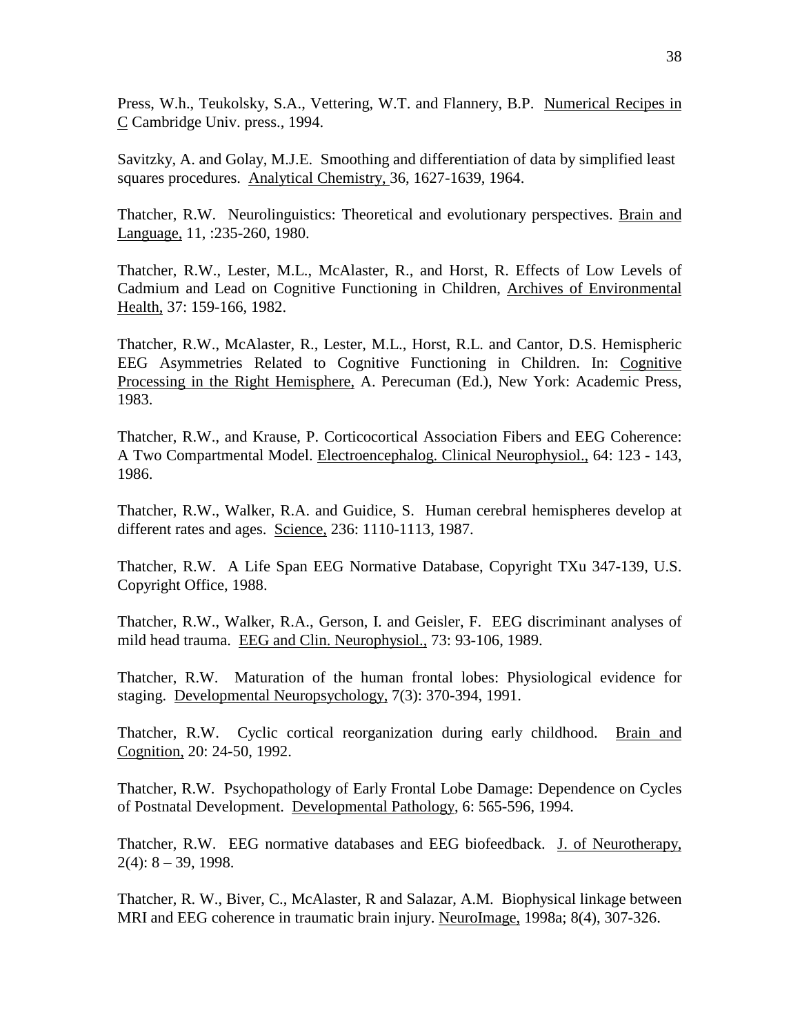Press, W.h., Teukolsky, S.A., Vettering, W.T. and Flannery, B.P. Numerical Recipes in C Cambridge Univ. press., 1994.

Savitzky, A. and Golay, M.J.E. Smoothing and differentiation of data by simplified least squares procedures. Analytical Chemistry, 36, 1627-1639, 1964.

Thatcher, R.W. Neurolinguistics: Theoretical and evolutionary perspectives. Brain and Language, 11, :235-260, 1980.

Thatcher, R.W., Lester, M.L., McAlaster, R., and Horst, R. Effects of Low Levels of Cadmium and Lead on Cognitive Functioning in Children, Archives of Environmental Health, 37: 159-166, 1982.

Thatcher, R.W., McAlaster, R., Lester, M.L., Horst, R.L. and Cantor, D.S. Hemispheric EEG Asymmetries Related to Cognitive Functioning in Children. In: Cognitive Processing in the Right Hemisphere, A. Perecuman (Ed.), New York: Academic Press, 1983.

Thatcher, R.W., and Krause, P. Corticocortical Association Fibers and EEG Coherence: A Two Compartmental Model. Electroencephalog. Clinical Neurophysiol., 64: 123 - 143, 1986.

Thatcher, R.W., Walker, R.A. and Guidice, S. Human cerebral hemispheres develop at different rates and ages. Science, 236: 1110-1113, 1987.

Thatcher, R.W. A Life Span EEG Normative Database, Copyright TXu 347-139, U.S. Copyright Office, 1988.

Thatcher, R.W., Walker, R.A., Gerson, I. and Geisler, F. EEG discriminant analyses of mild head trauma. EEG and Clin. Neurophysiol., 73: 93-106, 1989.

Thatcher, R.W. Maturation of the human frontal lobes: Physiological evidence for staging. Developmental Neuropsychology, 7(3): 370-394, 1991.

Thatcher, R.W. Cyclic cortical reorganization during early childhood. Brain and Cognition, 20: 24-50, 1992.

Thatcher, R.W. Psychopathology of Early Frontal Lobe Damage: Dependence on Cycles of Postnatal Development. Developmental Pathology, 6: 565-596, 1994.

Thatcher, R.W. EEG normative databases and EEG biofeedback. J. of Neurotherapy, 2(4): 8 – 39, 1998.

Thatcher, R. W., Biver, C., McAlaster, R and Salazar, A.M. Biophysical linkage between MRI and EEG coherence in traumatic brain injury. NeuroImage, 1998a; 8(4), 307-326.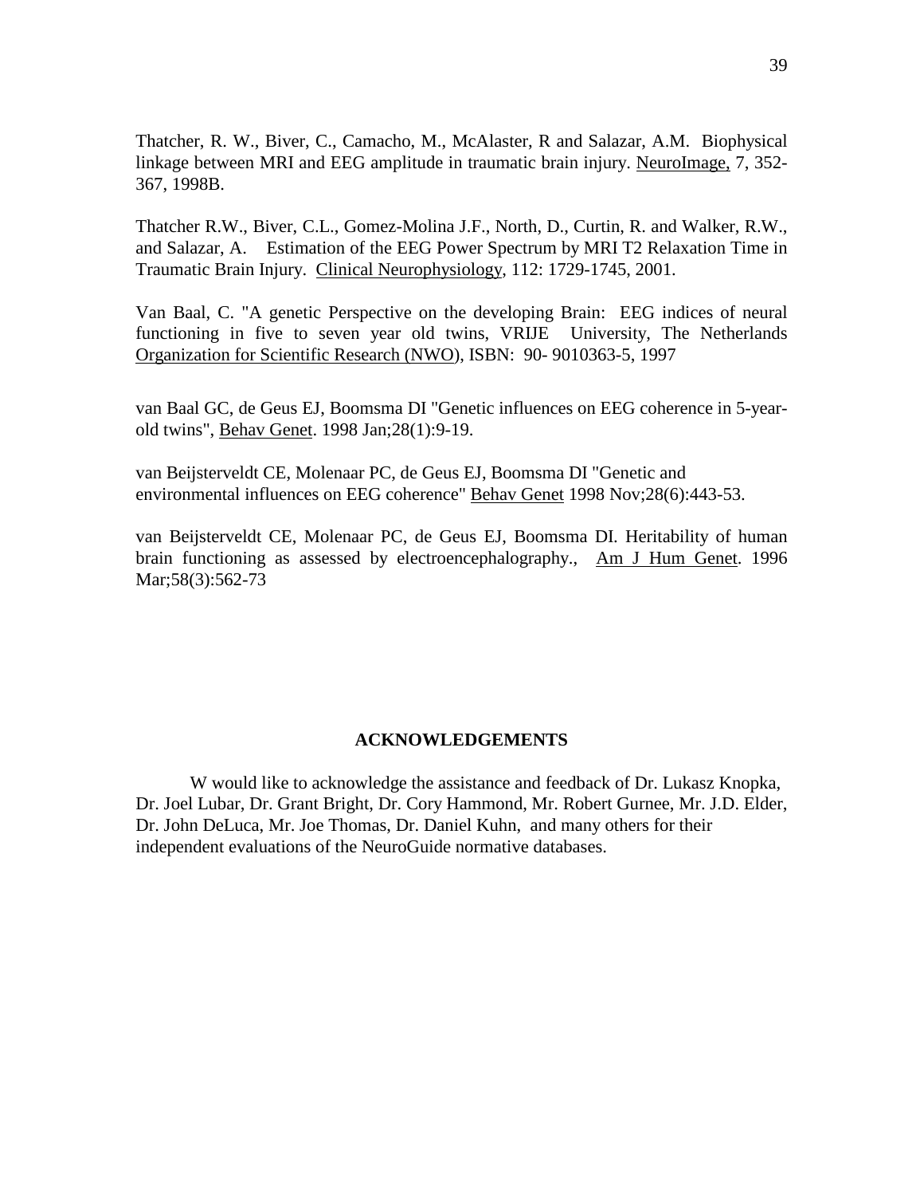Thatcher, R. W., Biver, C., Camacho, M., McAlaster, R and Salazar, A.M. Biophysical linkage between MRI and EEG amplitude in traumatic brain injury. NeuroImage, 7, 352-367, 1998B.

Thatcher R.W., Biver, C.L., Gomez-Molina J.F., North, D., Curtin, R. and Walker, R.W., and Salazar, A. Estimation of the EEG Power Spectrum by MRI T2 Relaxation Time in Traumatic Brain Injury. Clinical Neurophysiology, 112: 1729-1745, 2001.

Van Baal, C. "A genetic Perspective on the developing Brain: EEG indices of neural functioning in five to seven year old twins, VRIJE University, The Netherlands Organization for Scientific Research (NWO), ISBN: 90- 9010363-5, 1997

van Baal GC, de Geus EJ, Boomsma DI "Genetic influences on EEG coherence in 5-year-old twins", Behav Genet. 1998 Jan;28(1):9-19.

van Beijsterveldt CE, Molenaar PC, de Geus EJ, Boomsma DI "Genetic and environmental influences on EEG coherence" Behav Genet 1998 Nov;28(6):443-53.

van Beijsterveldt CE, Molenaar PC, de Geus EJ, Boomsma DI. Heritability of human brain functioning as assessed by electroencephalography., Am J Hum Genet. 1996 Mar;58(3):562-73

## ACKNOWLEDGEMENTS

W would like to acknowledge the assistance and feedback of Dr. Lukasz Knopka, Dr. Joel Lubar, Dr. Grant Bright, Dr. Cory Hammond, Mr. Robert Gurnee, Mr. J.D. Elder, Dr. John DeLuca, Mr. Joe Thomas, Dr. Daniel Kuhn, and many others for their independent evaluations of the NeuroGuide normative databases.